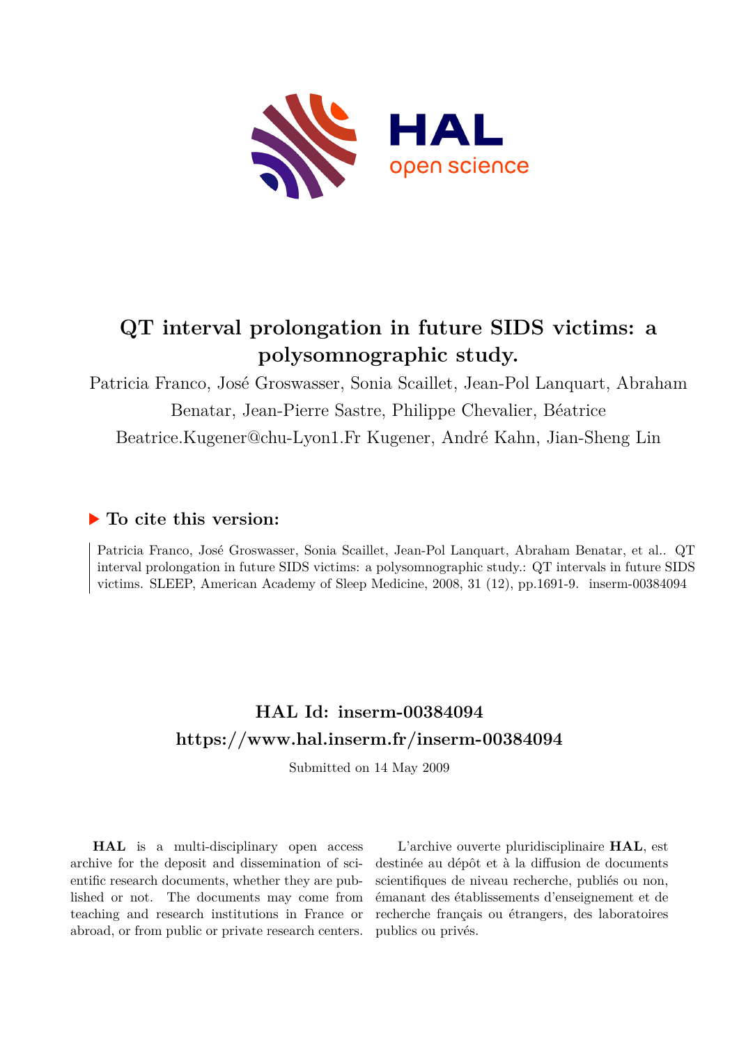# QT interval prolongation in future SIDS victims: a polysomnographic study.

Patricia Franco, José Groswasser, Sonia Scaillet, Jean-Pol Lanquart, Abraham Benatar, Jean-Pierre Sastre, Philippe Chevalier, Béatrice Beatrice.Kugener@chu-Lyon1.Fr Kugener, André Kahn, Jian-Sheng Lin

## ▶ To cite this version:

Patricia Franco, José Groswasser, Sonia Scaillet, Jean-Pol Lanquart, Abraham Benatar, et al.. QT interval prolongation in future SIDS victims: a polysomnographic study.: QT intervals in future SIDS victims. SLEEP, American Academy of Sleep Medicine, 2008, 31 (12), pp.1691-9. inserm-00384094

## HAL Id: inserm-00384094
## https://www.hal.inserm.fr/inserm-00384094

Submitted on 14 May 2009

**HAL** is a multi-disciplinary open access archive for the deposit and dissemination of scientific research documents, whether they are published or not. The documents may come from teaching and research institutions in France or abroad, or from public or private research centers.

L'archive ouverte pluridisciplinaire **HAL**, est destinée au dépôt et à la diffusion de documents scientifiques de niveau recherche, publiés ou non, émanant des établissements d'enseignement et de recherche français ou étrangers, des laboratoires publics ou privés.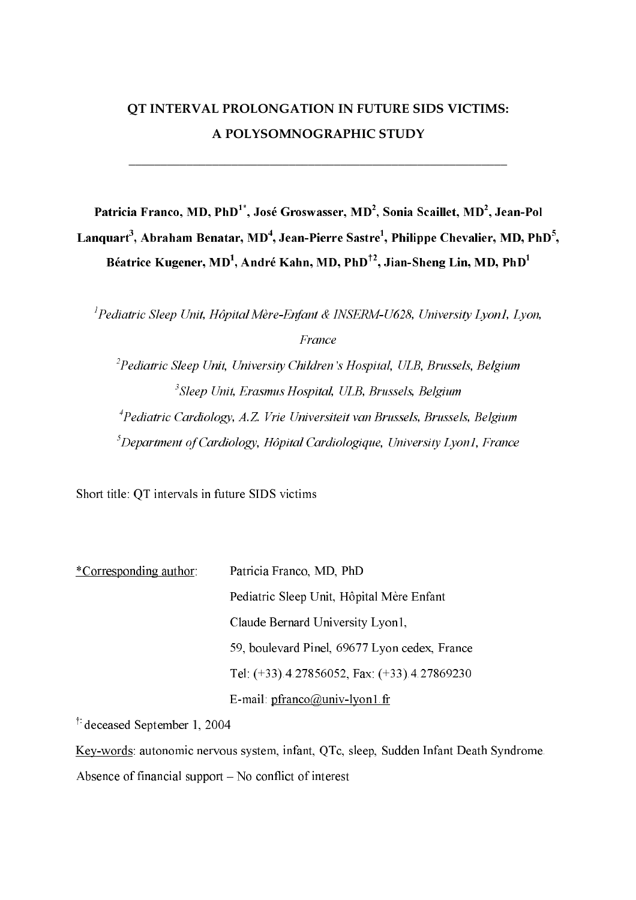# QT INTERVAL PROLONGATION IN FUTURE SIDS VICTIMS: A POLYSOMNOGRAPHIC STUDY

---

**Patricia Franco, MD, PhD[1*], José Groswasser, MD[2], Sonia Scaillet, MD[2], Jean-Pol Lanquart[3], Abraham Benatar, MD[4], Jean-Pierre Sastre[1], Philippe Chevalier, MD, PhD[5], Béatrice Kugener, MD[1], André Kahn, MD, PhD[†2], Jian-Sheng Lin, MD, PhD[1]**

*[1]Pediatric Sleep Unit, Hôpital Mère-Enfant & INSERM-U628, University Lyon1, Lyon, France*

*[2]Pediatric Sleep Unit, University Children's Hospital, ULB, Brussels, Belgium*

*[3]Sleep Unit, Erasmus Hospital, ULB, Brussels, Belgium*

*[4]Pediatric Cardiology, A.Z. Vrie Universiteit van Brussels, Brussels, Belgium*

*[5]Department of Cardiology, Hôpital Cardiologique, University Lyon1, France*

Short title: QT intervals in future SIDS victims

*Corresponding author: Patricia Franco, MD, PhD
Pediatric Sleep Unit, Hôpital Mère Enfant
Claude Bernard University Lyon1,
59, boulevard Pinel, 69677 Lyon cedex, France
Tel: (+33).4.27856052, Fax: (+33).4.27869230
E-mail: pfranco@univ-lyon1.fr

[†] deceased September 1, 2004

Key-words: autonomic nervous system, infant, QTc, sleep, Sudden Infant Death Syndrome.

Absence of financial support – No conflict of interest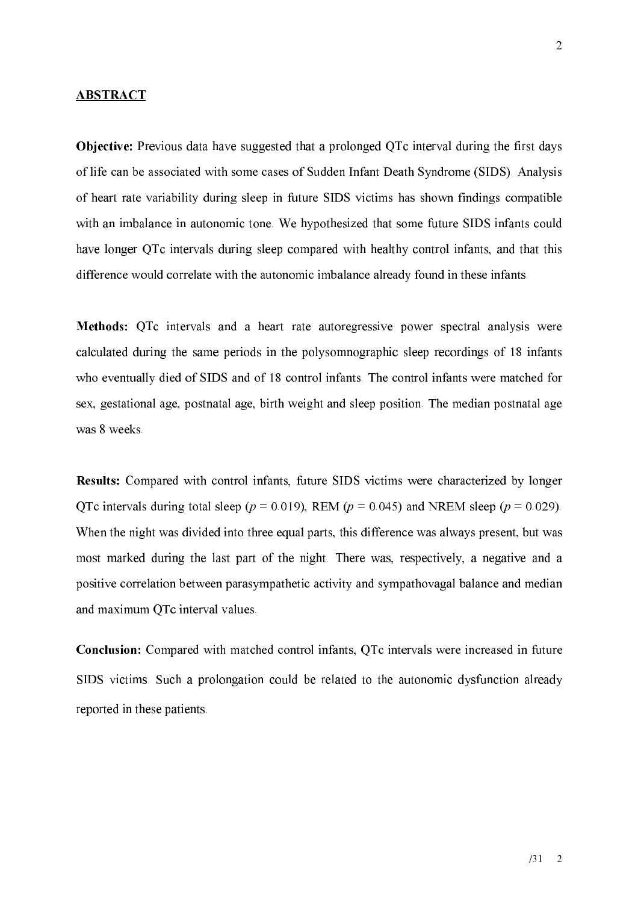## ABSTRACT

**Objective:** Previous data have suggested that a prolonged QTc interval during the first days of life can be associated with some cases of Sudden Infant Death Syndrome (SIDS). Analysis of heart rate variability during sleep in future SIDS victims has shown findings compatible with an imbalance in autonomic tone. We hypothesized that some future SIDS infants could have longer QTc intervals during sleep compared with healthy control infants, and that this difference would correlate with the autonomic imbalance already found in these infants.

**Methods:** QTc intervals and a heart rate autoregressive power spectral analysis were calculated during the same periods in the polysomnographic sleep recordings of 18 infants who eventually died of SIDS and of 18 control infants. The control infants were matched for sex, gestational age, postnatal age, birth weight and sleep position. The median postnatal age was 8 weeks.

**Results:** Compared with control infants, future SIDS victims were characterized by longer QTc intervals during total sleep ($p = 0.019$), REM ($p = 0.045$) and NREM sleep ($p = 0.029$). When the night was divided into three equal parts, this difference was always present, but was most marked during the last part of the night. There was, respectively, a negative and a positive correlation between parasympathetic activity and sympathovagal balance and median and maximum QTc interval values.

**Conclusion:** Compared with matched control infants, QTc intervals were increased in future SIDS victims. Such a prolongation could be related to the autonomic dysfunction already reported in these patients.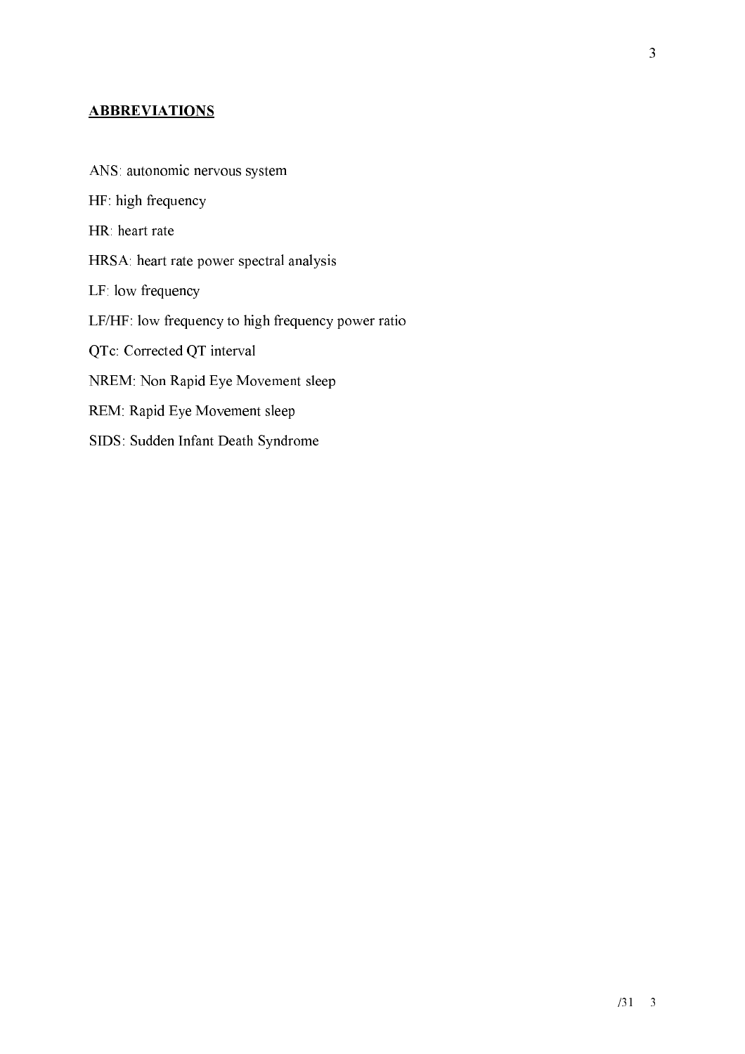## ABBREVIATIONS

ANS: autonomic nervous system

HF: high frequency

HR: heart rate

HRSA: heart rate power spectral analysis

LF: low frequency

LF/HF: low frequency to high frequency power ratio

QTc: Corrected QT interval

NREM: Non Rapid Eye Movement sleep

REM: Rapid Eye Movement sleep

SIDS: Sudden Infant Death Syndrome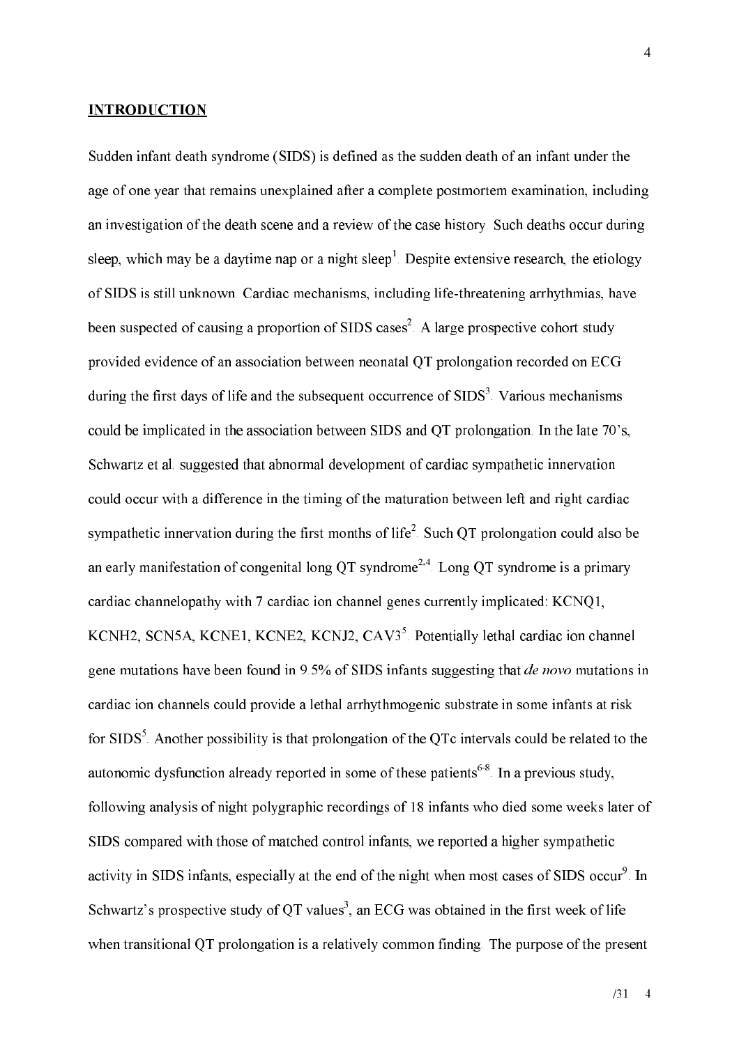## INTRODUCTION

Sudden infant death syndrome (SIDS) is defined as the sudden death of an infant under the age of one year that remains unexplained after a complete postmortem examination, including an investigation of the death scene and a review of the case history. Such deaths occur during sleep, which may be a daytime nap or a night sleep[1]. Despite extensive research, the etiology of SIDS is still unknown. Cardiac mechanisms, including life-threatening arrhythmias, have been suspected of causing a proportion of SIDS cases[2]. A large prospective cohort study provided evidence of an association between neonatal QT prolongation recorded on ECG during the first days of life and the subsequent occurrence of SIDS[3]. Various mechanisms could be implicated in the association between SIDS and QT prolongation. In the late 70's, Schwartz et al. suggested that abnormal development of cardiac sympathetic innervation could occur with a difference in the timing of the maturation between left and right cardiac sympathetic innervation during the first months of life[2]. Such QT prolongation could also be an early manifestation of congenital long QT syndrome[2,4]. Long QT syndrome is a primary cardiac channelopathy with 7 cardiac ion channel genes currently implicated: KCNQ1, KCNH2, SCN5A, KCNE1, KCNE2, KCNJ2, CAV3[5]. Potentially lethal cardiac ion channel gene mutations have been found in 9.5% of SIDS infants suggesting that *de novo* mutations in cardiac ion channels could provide a lethal arrhythmogenic substrate in some infants at risk for SIDS[5]. Another possibility is that prolongation of the QTc intervals could be related to the autonomic dysfunction already reported in some of these patients[6-8]. In a previous study, following analysis of night polygraphic recordings of 18 infants who died some weeks later of SIDS compared with those of matched control infants, we reported a higher sympathetic activity in SIDS infants, especially at the end of the night when most cases of SIDS occur[9]. In Schwartz's prospective study of QT values[3], an ECG was obtained in the first week of life when transitional QT prolongation is a relatively common finding. The purpose of the present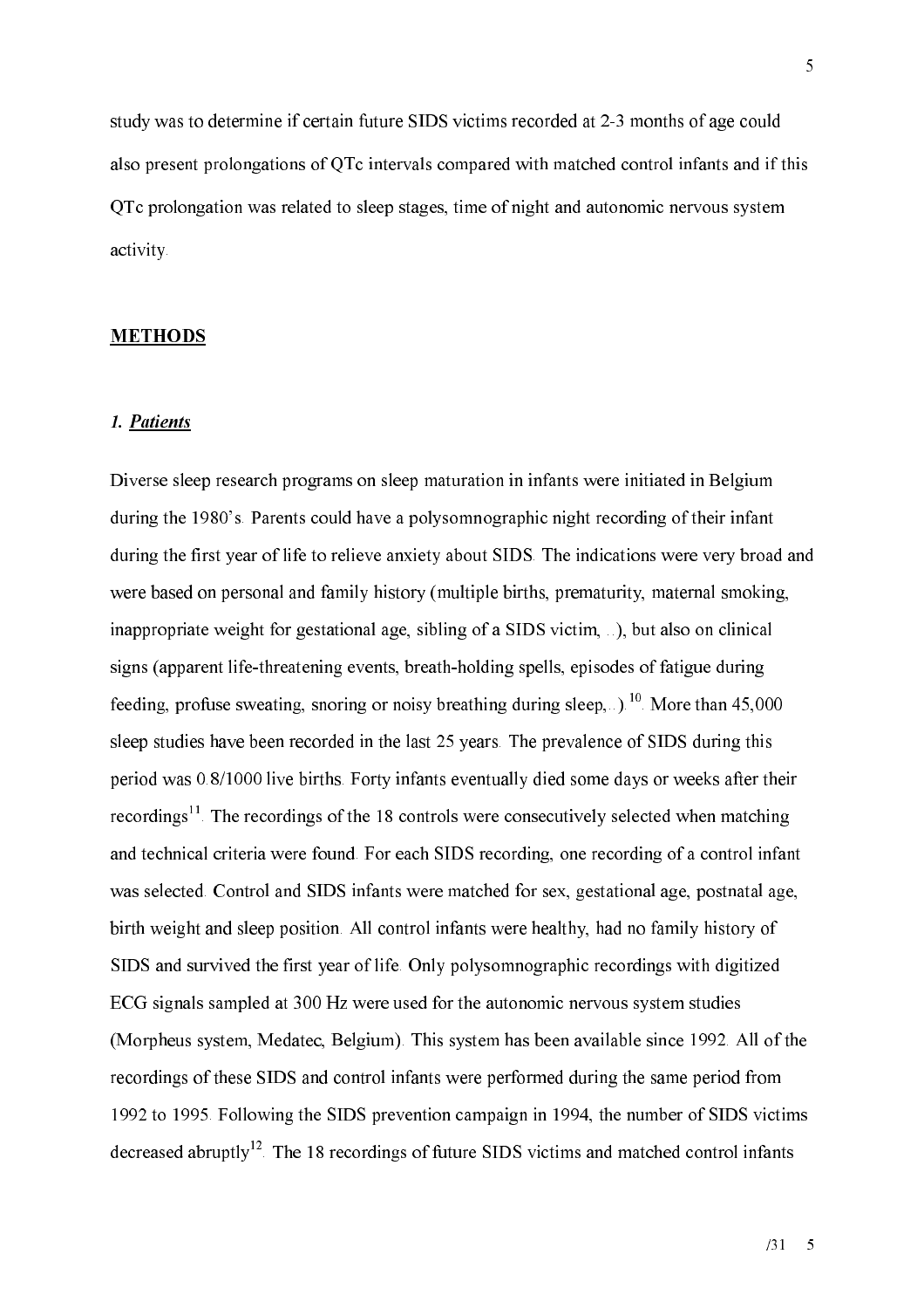study was to determine if certain future SIDS victims recorded at 2-3 months of age could also present prolongations of QTc intervals compared with matched control infants and if this QTc prolongation was related to sleep stages, time of night and autonomic nervous system activity.

## METHODS

### *1. Patients*

Diverse sleep research programs on sleep maturation in infants were initiated in Belgium during the 1980's. Parents could have a polysomnographic night recording of their infant during the first year of life to relieve anxiety about SIDS. The indications were very broad and were based on personal and family history (multiple births, prematurity, maternal smoking, inappropriate weight for gestational age, sibling of a SIDS victim, ...), but also on clinical signs (apparent life-threatening events, breath-holding spells, episodes of fatigue during feeding, profuse sweating, snoring or noisy breathing during sleep,..).[10] More than 45,000 sleep studies have been recorded in the last 25 years. The prevalence of SIDS during this period was 0.8/1000 live births. Forty infants eventually died some days or weeks after their recordings[11]. The recordings of the 18 controls were consecutively selected when matching and technical criteria were found. For each SIDS recording, one recording of a control infant was selected. Control and SIDS infants were matched for sex, gestational age, postnatal age, birth weight and sleep position. All control infants were healthy, had no family history of SIDS and survived the first year of life. Only polysomnographic recordings with digitized ECG signals sampled at 300 Hz were used for the autonomic nervous system studies (Morpheus system, Medatec, Belgium). This system has been available since 1992. All of the recordings of these SIDS and control infants were performed during the same period from 1992 to 1995. Following the SIDS prevention campaign in 1994, the number of SIDS victims decreased abruptly[12]. The 18 recordings of future SIDS victims and matched control infants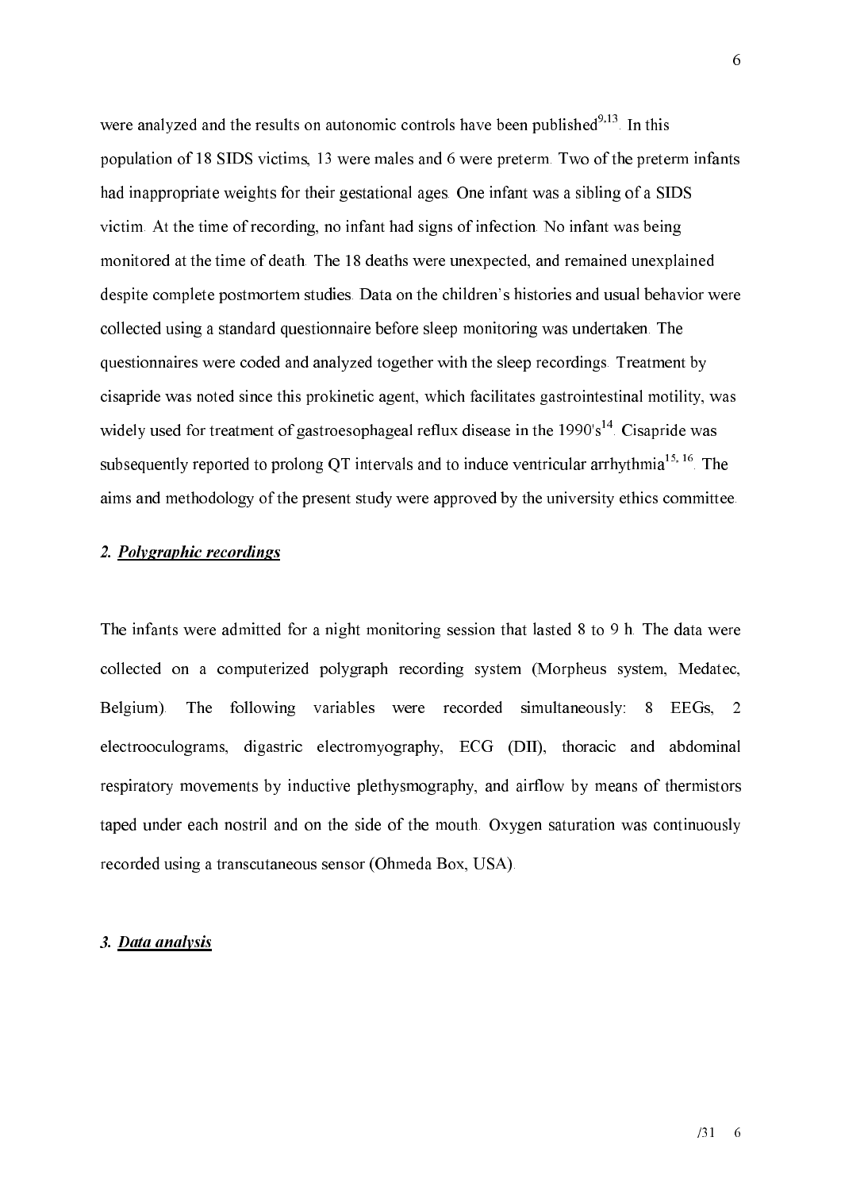were analyzed and the results on autonomic controls have been published[9,13]. In this population of 18 SIDS victims, 13 were males and 6 were preterm. Two of the preterm infants had inappropriate weights for their gestational ages. One infant was a sibling of a SIDS victim. At the time of recording, no infant had signs of infection. No infant was being monitored at the time of death. The 18 deaths were unexpected, and remained unexplained despite complete postmortem studies. Data on the children's histories and usual behavior were collected using a standard questionnaire before sleep monitoring was undertaken. The questionnaires were coded and analyzed together with the sleep recordings. Treatment by cisapride was noted since this prokinetic agent, which facilitates gastrointestinal motility, was widely used for treatment of gastroesophageal reflux disease in the 1990's[14]. Cisapride was subsequently reported to prolong QT intervals and to induce ventricular arrhythmia[15, 16]. The aims and methodology of the present study were approved by the university ethics committee.

## *2. Polygraphic recordings*

The infants were admitted for a night monitoring session that lasted 8 to 9 h. The data were collected on a computerized polygraph recording system (Morpheus system, Medatec, Belgium). The following variables were recorded simultaneously: 8 EEGs, 2 electrooculograms, digastric electromyography, ECG (DII), thoracic and abdominal respiratory movements by inductive plethysmography, and airflow by means of thermistors taped under each nostril and on the side of the mouth. Oxygen saturation was continuously recorded using a transcutaneous sensor (Ohmeda Box, USA).

## *3. Data analysis*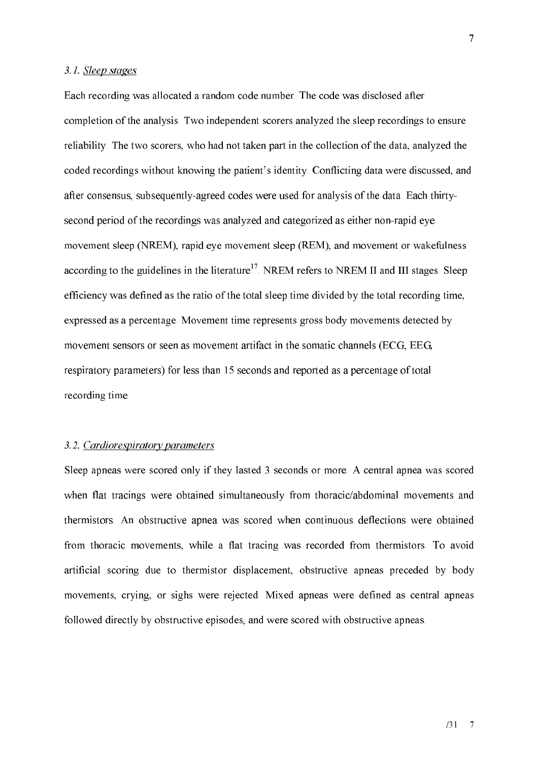### 3.1. Sleep stages

Each recording was allocated a random code number. The code was disclosed after completion of the analysis. Two independent scorers analyzed the sleep recordings to ensure reliability. The two scorers, who had not taken part in the collection of the data, analyzed the coded recordings without knowing the patient's identity. Conflicting data were discussed, and after consensus, subsequently-agreed codes were used for analysis of the data. Each thirty-second period of the recordings was analyzed and categorized as either non-rapid eye movement sleep (NREM), rapid eye movement sleep (REM), and movement or wakefulness according to the guidelines in the literature[17]. NREM refers to NREM II and III stages. Sleep efficiency was defined as the ratio of the total sleep time divided by the total recording time, expressed as a percentage. Movement time represents gross body movements detected by movement sensors or seen as movement artifact in the somatic channels (ECG, EEG, respiratory parameters) for less than 15 seconds and reported as a percentage of total recording time.

### 3.2. Cardiorespiratory parameters

Sleep apneas were scored only if they lasted 3 seconds or more. A central apnea was scored when flat tracings were obtained simultaneously from thoracic/abdominal movements and thermistors. An obstructive apnea was scored when continuous deflections were obtained from thoracic movements, while a flat tracing was recorded from thermistors. To avoid artificial scoring due to thermistor displacement, obstructive apneas preceded by body movements, crying, or sighs were rejected. Mixed apneas were defined as central apneas followed directly by obstructive episodes, and were scored with obstructive apneas.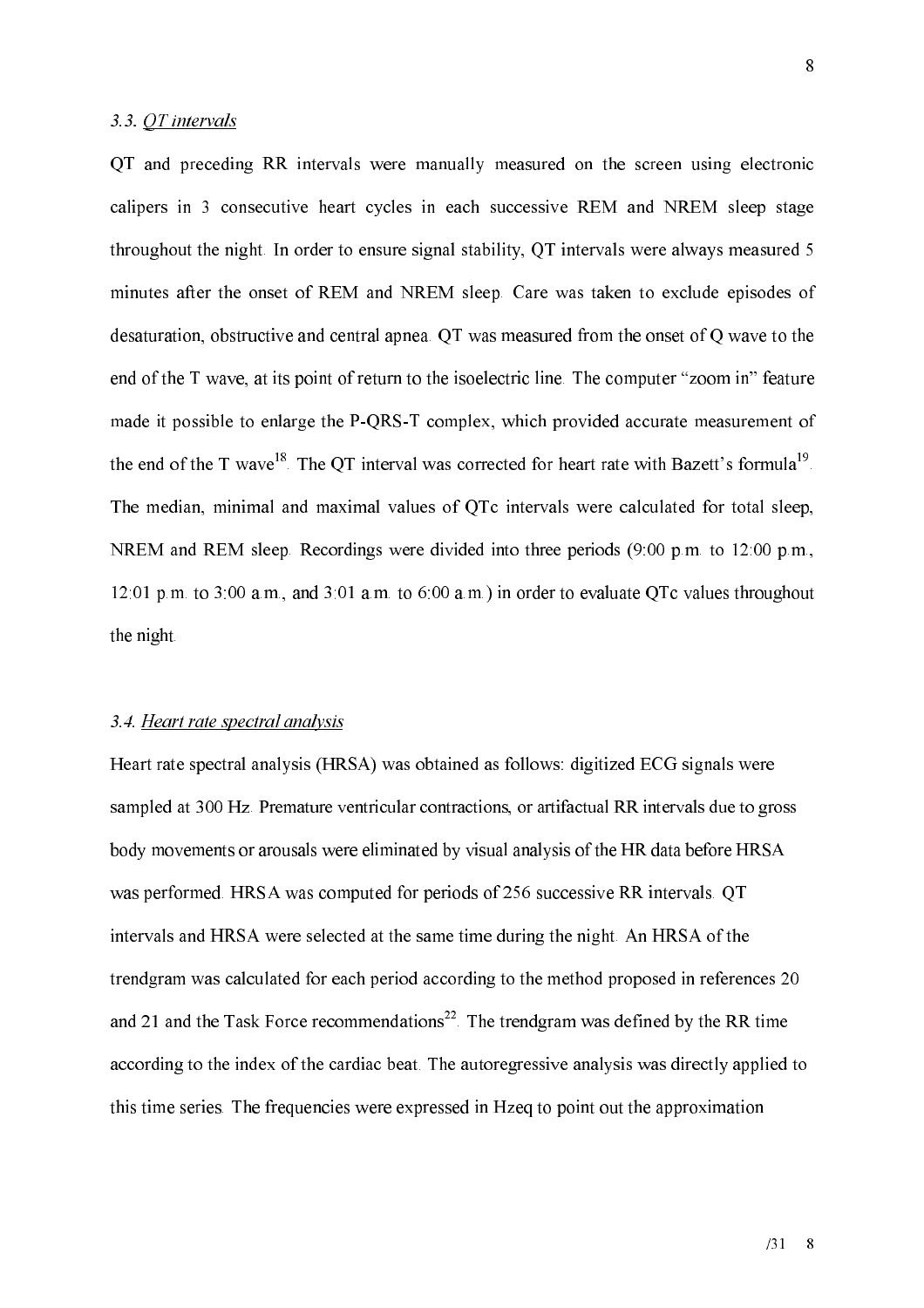### 3.3. *QT intervals*

QT and preceding RR intervals were manually measured on the screen using electronic calipers in 3 consecutive heart cycles in each successive REM and NREM sleep stage throughout the night. In order to ensure signal stability, QT intervals were always measured 5 minutes after the onset of REM and NREM sleep. Care was taken to exclude episodes of desaturation, obstructive and central apnea. QT was measured from the onset of Q wave to the end of the T wave, at its point of return to the isoelectric line. The computer "zoom in" feature made it possible to enlarge the P-QRS-T complex, which provided accurate measurement of the end of the T wave[18]. The QT interval was corrected for heart rate with Bazett's formula[19]. The median, minimal and maximal values of QTc intervals were calculated for total sleep, NREM and REM sleep. Recordings were divided into three periods (9:00 p.m. to 12:00 p.m., 12:01 p.m. to 3:00 a.m., and 3:01 a.m. to 6:00 a.m.) in order to evaluate QTc values throughout the night.

### 3.4. *Heart rate spectral analysis*

Heart rate spectral analysis (HRSA) was obtained as follows: digitized ECG signals were sampled at 300 Hz. Premature ventricular contractions, or artifactual RR intervals due to gross body movements or arousals were eliminated by visual analysis of the HR data before HRSA was performed. HRSA was computed for periods of 256 successive RR intervals. QT intervals and HRSA were selected at the same time during the night. An HRSA of the trendgram was calculated for each period according to the method proposed in references 20 and 21 and the Task Force recommendations[22]. The trendgram was defined by the RR time according to the index of the cardiac beat. The autoregressive analysis was directly applied to this time series. The frequencies were expressed in Hzeq to point out the approximation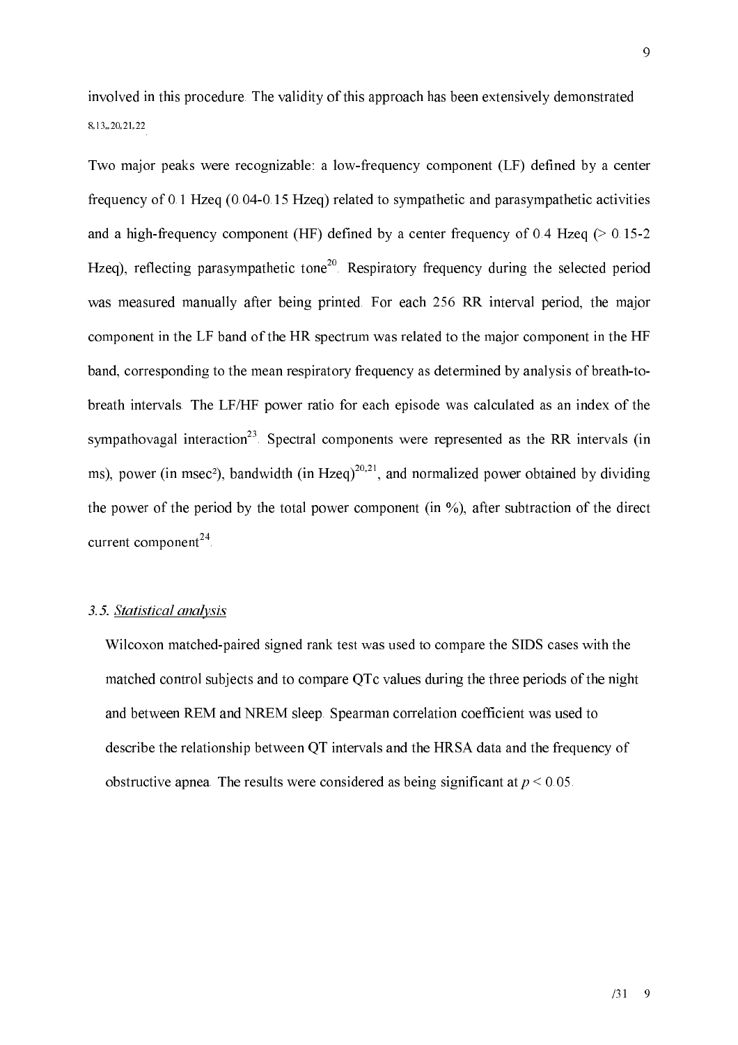involved in this procedure. The validity of this approach has been extensively demonstrated [8,13,,20,21,22].

Two major peaks were recognizable: a low-frequency component (LF) defined by a center frequency of 0.1 Hzeq (0.04-0.15 Hzeq) related to sympathetic and parasympathetic activities and a high-frequency component (HF) defined by a center frequency of 0.4 Hzeq (> 0.15-2 Hzeq), reflecting parasympathetic tone[20]. Respiratory frequency during the selected period was measured manually after being printed. For each 256 RR interval period, the major component in the LF band of the HR spectrum was related to the major component in the HF band, corresponding to the mean respiratory frequency as determined by analysis of breath-to-breath intervals. The LF/HF power ratio for each episode was calculated as an index of the sympathovagal interaction[23]. Spectral components were represented as the RR intervals (in ms), power (in $msec^2$), bandwidth (in Hzeq)[20,21], and normalized power obtained by dividing the power of the period by the total power component (in %), after subtraction of the direct current component[24].

### 3.5. *Statistical analysis*

Wilcoxon matched-paired signed rank test was used to compare the SIDS cases with the matched control subjects and to compare QTc values during the three periods of the night and between REM and NREM sleep. Spearman correlation coefficient was used to describe the relationship between QT intervals and the HRSA data and the frequency of obstructive apnea. The results were considered as being significant at $p < 0.05$.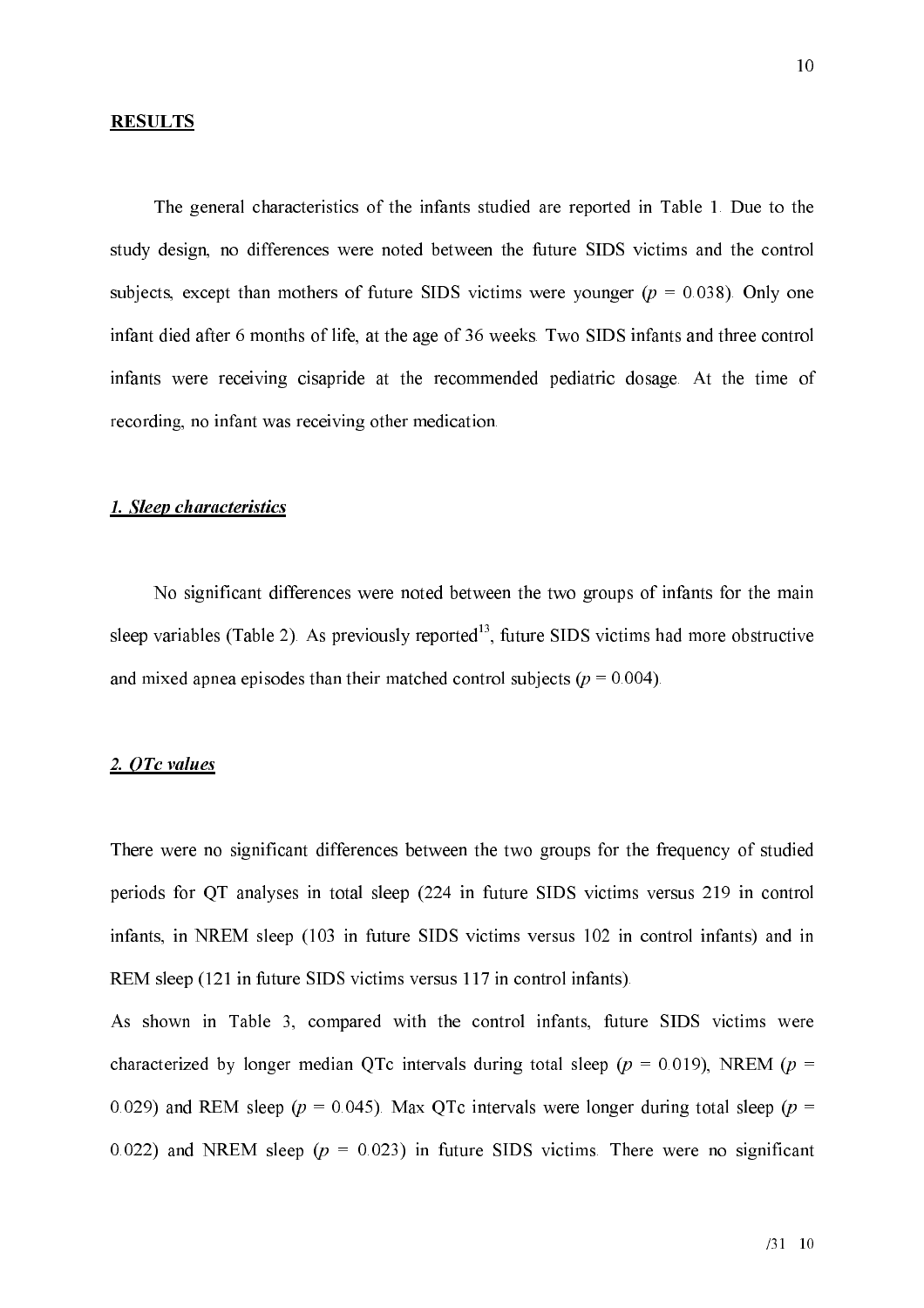## RESULTS

The general characteristics of the infants studied are reported in Table 1. Due to the study design, no differences were noted between the future SIDS victims and the control subjects, except than mothers of future SIDS victims were younger ($p$ = 0.038). Only one infant died after 6 months of life, at the age of 36 weeks. Two SIDS infants and three control infants were receiving cisapride at the recommended pediatric dosage. At the time of recording, no infant was receiving other medication.

### *1. Sleep characteristics*

No significant differences were noted between the two groups of infants for the main sleep variables (Table 2). As previously reported[13], future SIDS victims had more obstructive and mixed apnea episodes than their matched control subjects ($p$ = 0.004).

### *2. QTc values*

There were no significant differences between the two groups for the frequency of studied periods for QT analyses in total sleep (224 in future SIDS victims versus 219 in control infants, in NREM sleep (103 in future SIDS victims versus 102 in control infants) and in REM sleep (121 in future SIDS victims versus 117 in control infants).

As shown in Table 3, compared with the control infants, future SIDS victims were characterized by longer median QTc intervals during total sleep ($p$ = 0.019), NREM ($p$ = 0.029) and REM sleep ($p$ = 0.045). Max QTc intervals were longer during total sleep ($p$ = 0.022) and NREM sleep ($p$ = 0.023) in future SIDS victims. There were no significant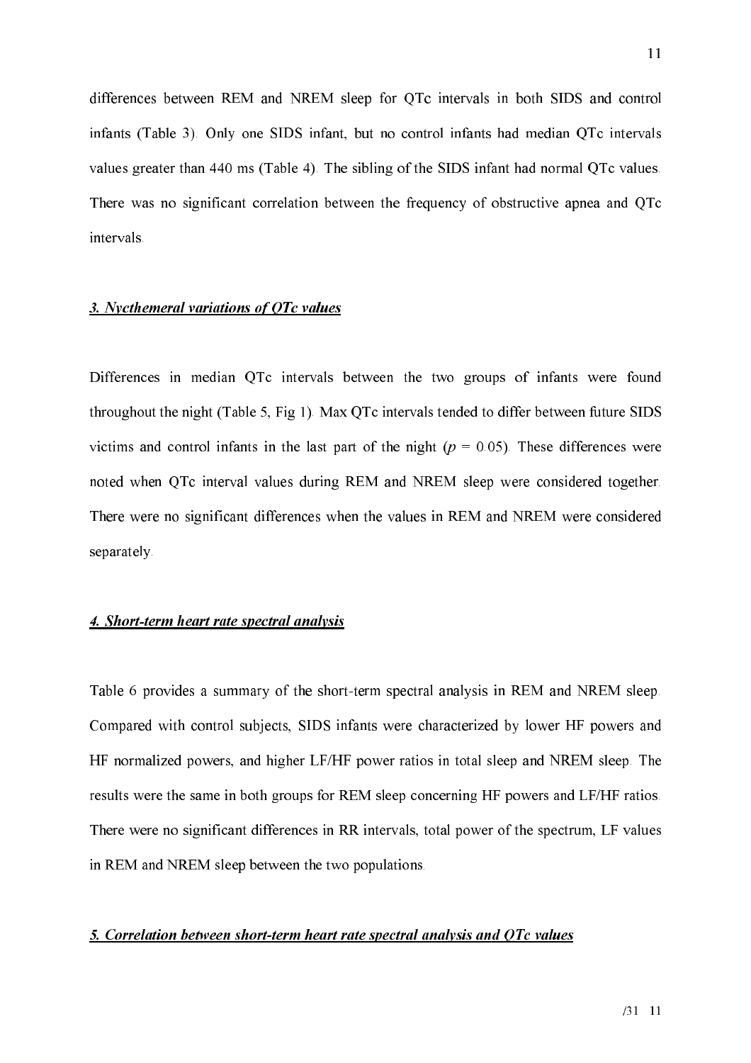differences between REM and NREM sleep for QTc intervals in both SIDS and control infants (Table 3). Only one SIDS infant, but no control infants had median QTc intervals values greater than 440 ms (Table 4). The sibling of the SIDS infant had normal QTc values. There was no significant correlation between the frequency of obstructive apnea and QTc intervals.

### *3. Nycthemeral variations of QTc values*

Differences in median QTc intervals between the two groups of infants were found throughout the night (Table 5, Fig 1). Max QTc intervals tended to differ between future SIDS victims and control infants in the last part of the night ($p$ = 0.05). These differences were noted when QTc interval values during REM and NREM sleep were considered together. There were no significant differences when the values in REM and NREM were considered separately.

### *4. Short-term heart rate spectral analysis*

Table 6 provides a summary of the short-term spectral analysis in REM and NREM sleep. Compared with control subjects, SIDS infants were characterized by lower HF powers and HF normalized powers, and higher LF/HF power ratios in total sleep and NREM sleep. The results were the same in both groups for REM sleep concerning HF powers and LF/HF ratios. There were no significant differences in RR intervals, total power of the spectrum, LF values in REM and NREM sleep between the two populations.

### *5. Correlation between short-term heart rate spectral analysis and QTc values*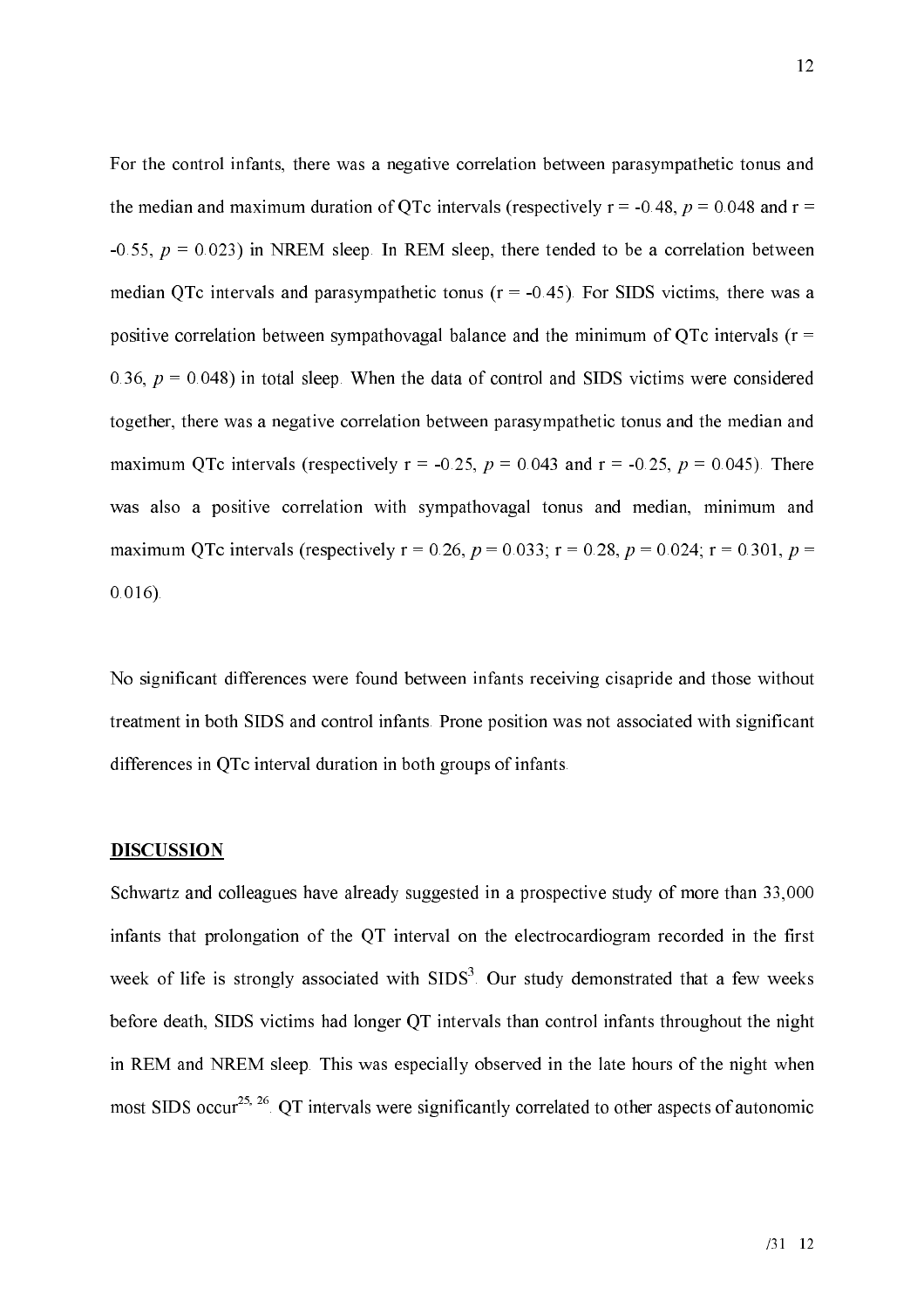For the control infants, there was a negative correlation between parasympathetic tonus and the median and maximum duration of QTc intervals (respectively $r = -0.48$, $p = 0.048$ and $r = -0.55$, $p = 0.023$) in NREM sleep. In REM sleep, there tended to be a correlation between median QTc intervals and parasympathetic tonus ($r = -0.45$). For SIDS victims, there was a positive correlation between sympathovagal balance and the minimum of QTc intervals ($r = 0.36$, $p = 0.048$) in total sleep. When the data of control and SIDS victims were considered together, there was a negative correlation between parasympathetic tonus and the median and maximum QTc intervals (respectively $r = -0.25$, $p = 0.043$ and $r = -0.25$, $p = 0.045$). There was also a positive correlation with sympathovagal tonus and median, minimum and maximum QTc intervals (respectively $r = 0.26$, $p = 0.033$; $r = 0.28$, $p = 0.024$; $r = 0.301$, $p = 0.016$).

No significant differences were found between infants receiving cisapride and those without treatment in both SIDS and control infants. Prone position was not associated with significant differences in QTc interval duration in both groups of infants.

## DISCUSSION

Schwartz and colleagues have already suggested in a prospective study of more than 33,000 infants that prolongation of the QT interval on the electrocardiogram recorded in the first week of life is strongly associated with SIDS[3]. Our study demonstrated that a few weeks before death, SIDS victims had longer QT intervals than control infants throughout the night in REM and NREM sleep. This was especially observed in the late hours of the night when most SIDS occur[25, 26]. QT intervals were significantly correlated to other aspects of autonomic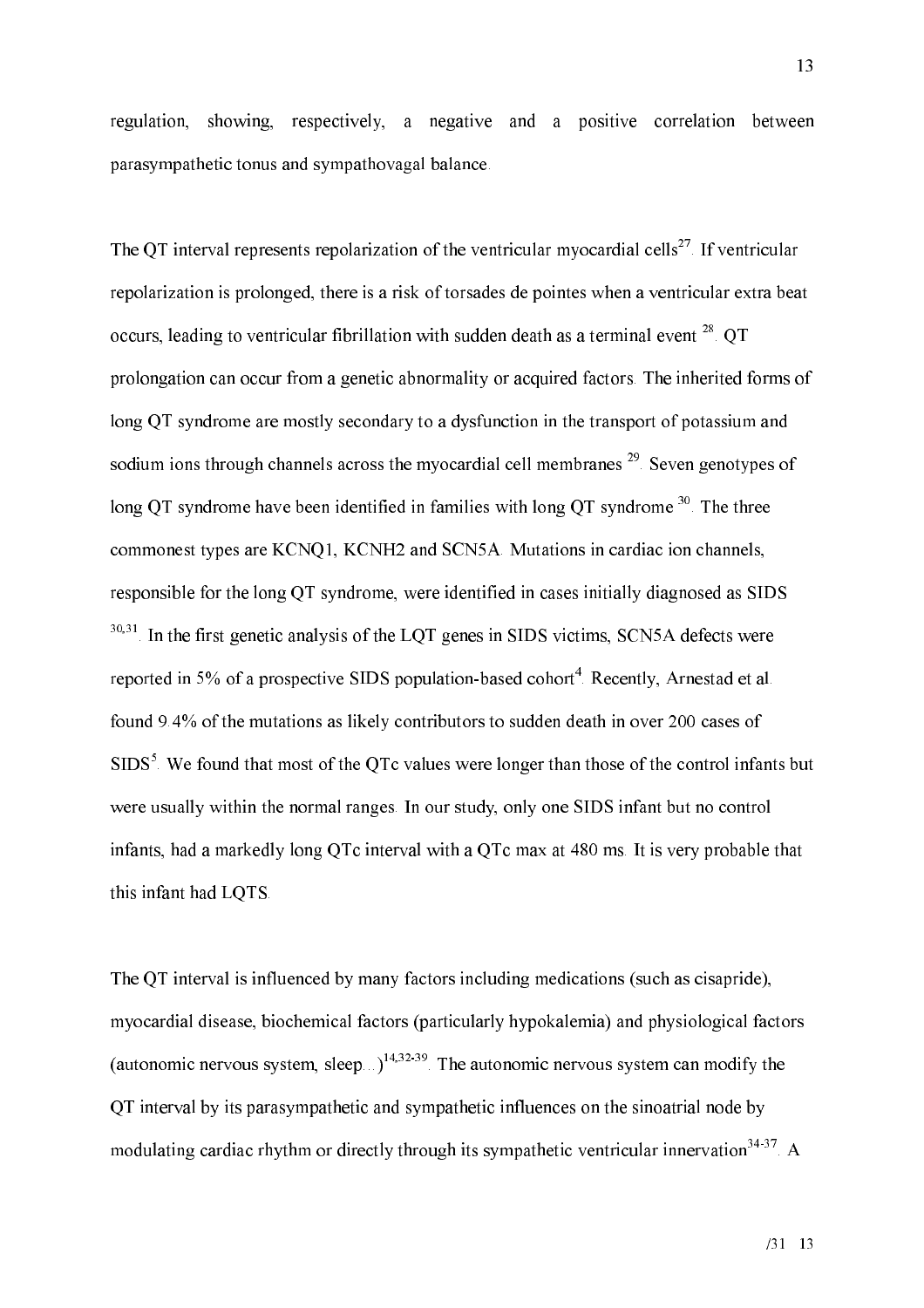regulation, showing, respectively, a negative and a positive correlation between parasympathetic tonus and sympathovagal balance.

The QT interval represents repolarization of the ventricular myocardial cells[27]. If ventricular repolarization is prolonged, there is a risk of torsades de pointes when a ventricular extra beat occurs, leading to ventricular fibrillation with sudden death as a terminal event [28]. QT prolongation can occur from a genetic abnormality or acquired factors. The inherited forms of long QT syndrome are mostly secondary to a dysfunction in the transport of potassium and sodium ions through channels across the myocardial cell membranes [29]. Seven genotypes of long QT syndrome have been identified in families with long QT syndrome [30]. The three commonest types are KCNQ1, KCNH2 and SCN5A. Mutations in cardiac ion channels, responsible for the long QT syndrome, were identified in cases initially diagnosed as SIDS [30,31]. In the first genetic analysis of the LQT genes in SIDS victims, SCN5A defects were reported in 5% of a prospective SIDS population-based cohort[4]. Recently, Arnestad et al. found 9.4% of the mutations as likely contributors to sudden death in over 200 cases of SIDS[5]. We found that most of the QTc values were longer than those of the control infants but were usually within the normal ranges. In our study, only one SIDS infant but no control infants, had a markedly long QTc interval with a QTc max at 480 ms. It is very probable that this infant had LQTS.

The QT interval is influenced by many factors including medications (such as cisapride), myocardial disease, biochemical factors (particularly hypokalemia) and physiological factors (autonomic nervous system, sleep...)[14,32-39]. The autonomic nervous system can modify the QT interval by its parasympathetic and sympathetic influences on the sinoatrial node by modulating cardiac rhythm or directly through its sympathetic ventricular innervation[34-37]. A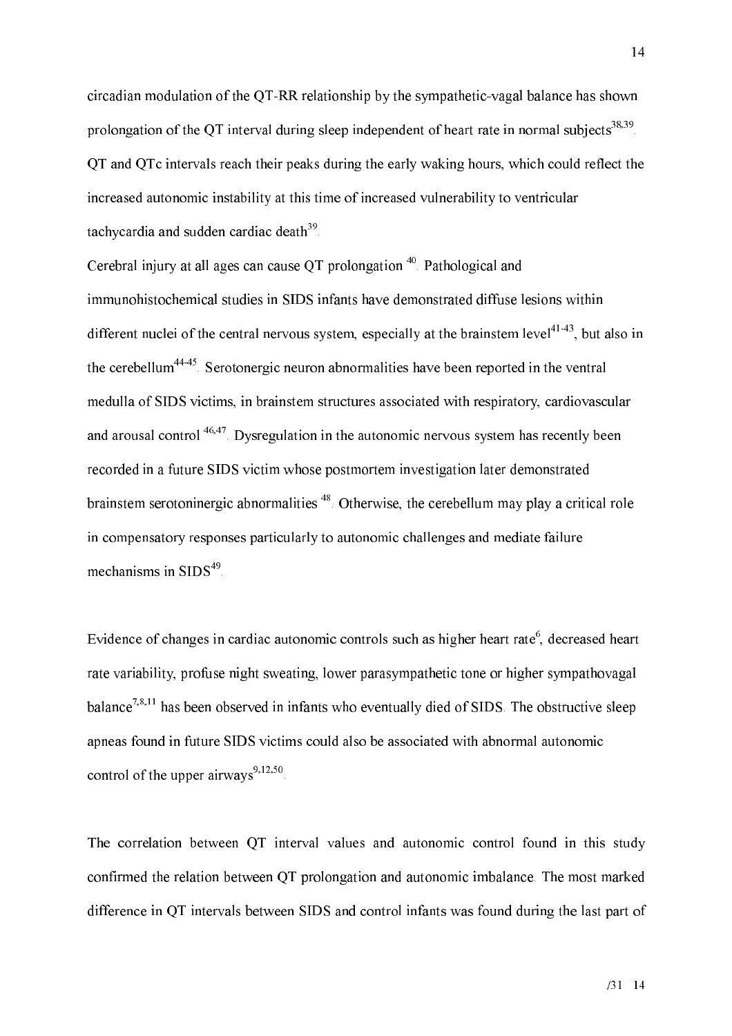circadian modulation of the QT-RR relationship by the sympathetic-vagal balance has shown prolongation of the QT interval during sleep independent of heart rate in normal subjects[38,39]. QT and QTc intervals reach their peaks during the early waking hours, which could reflect the increased autonomic instability at this time of increased vulnerability to ventricular tachycardia and sudden cardiac death[39].

Cerebral injury at all ages can cause QT prolongation [40]. Pathological and immunohistochemical studies in SIDS infants have demonstrated diffuse lesions within different nuclei of the central nervous system, especially at the brainstem level[41-43], but also in the cerebellum[44-45]. Serotonergic neuron abnormalities have been reported in the ventral medulla of SIDS victims, in brainstem structures associated with respiratory, cardiovascular and arousal control [46,47]. Dysregulation in the autonomic nervous system has recently been recorded in a future SIDS victim whose postmortem investigation later demonstrated brainstem serotoninergic abnormalities [48]. Otherwise, the cerebellum may play a critical role in compensatory responses particularly to autonomic challenges and mediate failure mechanisms in SIDS[49].

Evidence of changes in cardiac autonomic controls such as higher heart rate[6], decreased heart rate variability, profuse night sweating, lower parasympathetic tone or higher sympathovagal balance[7,8,11] has been observed in infants who eventually died of SIDS. The obstructive sleep apneas found in future SIDS victims could also be associated with abnormal autonomic control of the upper airways[9,12,50].

The correlation between QT interval values and autonomic control found in this study confirmed the relation between QT prolongation and autonomic imbalance. The most marked difference in QT intervals between SIDS and control infants was found during the last part of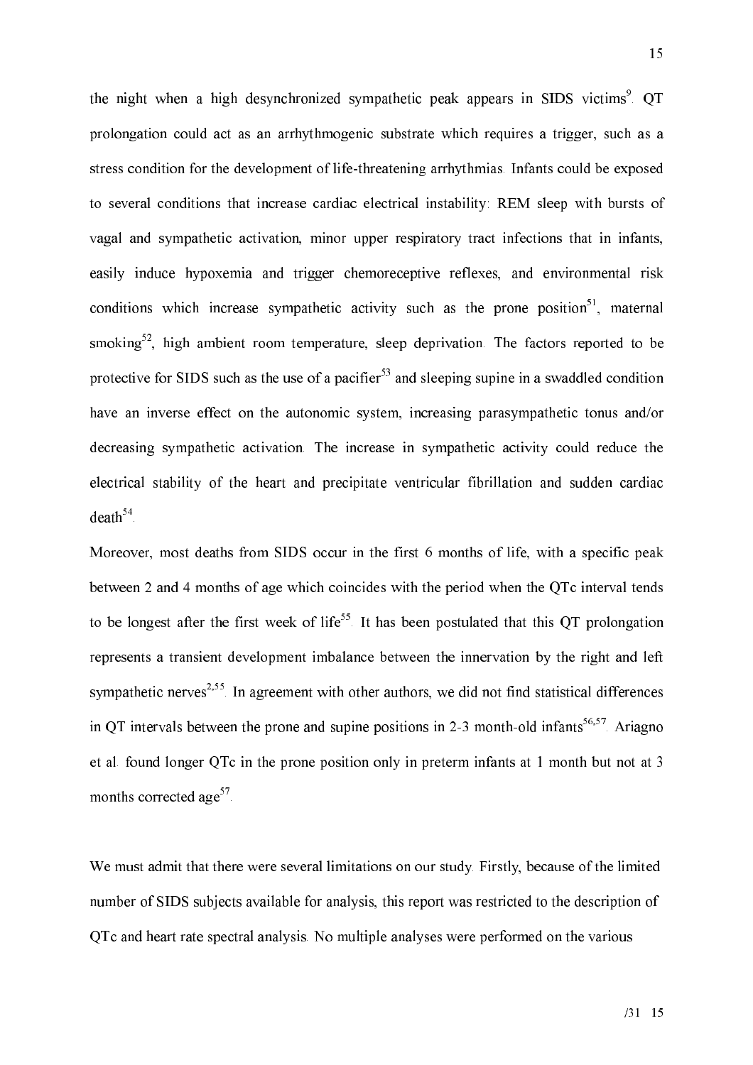the night when a high desynchronized sympathetic peak appears in SIDS victims[9]. QT prolongation could act as an arrhythmogenic substrate which requires a trigger, such as a stress condition for the development of life-threatening arrhythmias. Infants could be exposed to several conditions that increase cardiac electrical instability: REM sleep with bursts of vagal and sympathetic activation, minor upper respiratory tract infections that in infants, easily induce hypoxemia and trigger chemoreceptive reflexes, and environmental risk conditions which increase sympathetic activity such as the prone position[51], maternal smoking[52], high ambient room temperature, sleep deprivation. The factors reported to be protective for SIDS such as the use of a pacifier[53] and sleeping supine in a swaddled condition have an inverse effect on the autonomic system, increasing parasympathetic tonus and/or decreasing sympathetic activation. The increase in sympathetic activity could reduce the electrical stability of the heart and precipitate ventricular fibrillation and sudden cardiac death[54].

Moreover, most deaths from SIDS occur in the first 6 months of life, with a specific peak between 2 and 4 months of age which coincides with the period when the QTc interval tends to be longest after the first week of life[55]. It has been postulated that this QT prolongation represents a transient development imbalance between the innervation by the right and left sympathetic nerves[2,55]. In agreement with other authors, we did not find statistical differences in QT intervals between the prone and supine positions in 2-3 month-old infants[56,57]. Ariagno et al. found longer QTc in the prone position only in preterm infants at 1 month but not at 3 months corrected age[57].

We must admit that there were several limitations on our study. Firstly, because of the limited number of SIDS subjects available for analysis, this report was restricted to the description of QTc and heart rate spectral analysis. No multiple analyses were performed on the various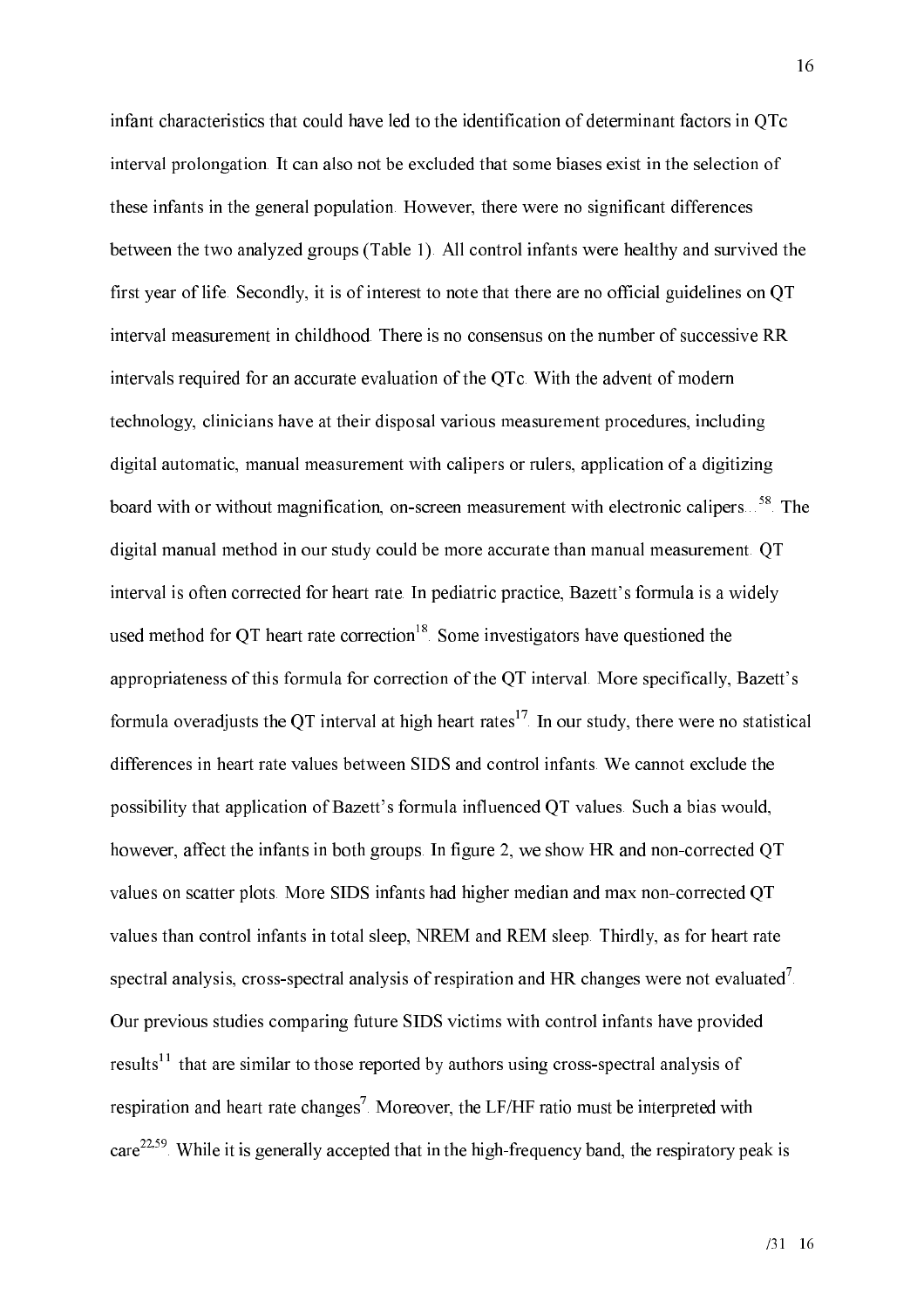infant characteristics that could have led to the identification of determinant factors in QTc interval prolongation. It can also not be excluded that some biases exist in the selection of these infants in the general population. However, there were no significant differences between the two analyzed groups (Table 1). All control infants were healthy and survived the first year of life. Secondly, it is of interest to note that there are no official guidelines on QT interval measurement in childhood. There is no consensus on the number of successive RR intervals required for an accurate evaluation of the QTc. With the advent of modern technology, clinicians have at their disposal various measurement procedures, including digital automatic, manual measurement with calipers or rulers, application of a digitizing board with or without magnification, on-screen measurement with electronic calipers...[58]. The digital manual method in our study could be more accurate than manual measurement. QT interval is often corrected for heart rate. In pediatric practice, Bazett's formula is a widely used method for QT heart rate correction[18]. Some investigators have questioned the appropriateness of this formula for correction of the QT interval. More specifically, Bazett's formula overadjusts the QT interval at high heart rates[17]. In our study, there were no statistical differences in heart rate values between SIDS and control infants. We cannot exclude the possibility that application of Bazett's formula influenced QT values. Such a bias would, however, affect the infants in both groups. In figure 2, we show HR and non-corrected QT values on scatter plots. More SIDS infants had higher median and max non-corrected QT values than control infants in total sleep, NREM and REM sleep. Thirdly, as for heart rate spectral analysis, cross-spectral analysis of respiration and HR changes were not evaluated[7]. Our previous studies comparing future SIDS victims with control infants have provided results[11] that are similar to those reported by authors using cross-spectral analysis of respiration and heart rate changes[7]. Moreover, the LF/HF ratio must be interpreted with care[22,59]. While it is generally accepted that in the high-frequency band, the respiratory peak is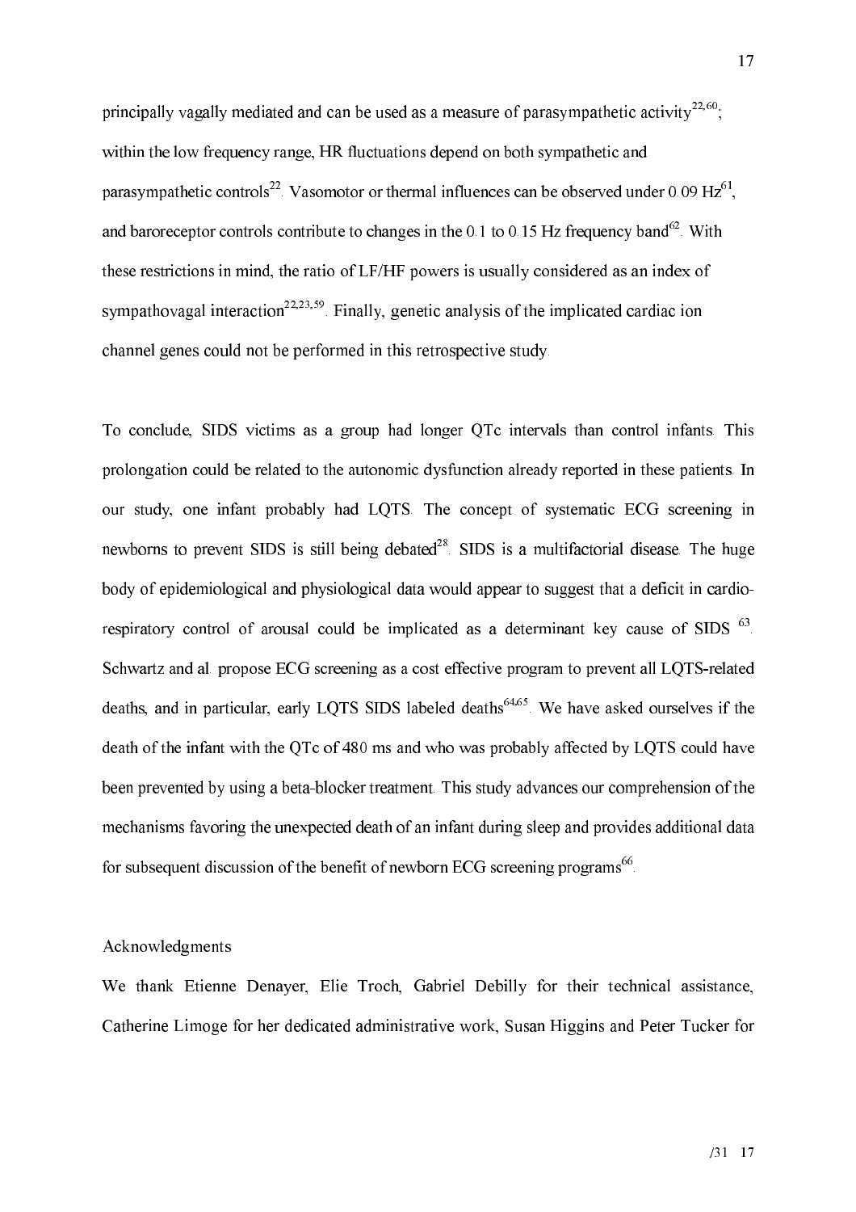principally vagally mediated and can be used as a measure of parasympathetic activity[22,60]; within the low frequency range, HR fluctuations depend on both sympathetic and parasympathetic controls[22]. Vasomotor or thermal influences can be observed under 0.09 Hz[61], and baroreceptor controls contribute to changes in the 0.1 to 0.15 Hz frequency band[62]. With these restrictions in mind, the ratio of LF/HF powers is usually considered as an index of sympathovagal interaction[22,23,59]. Finally, genetic analysis of the implicated cardiac ion channel genes could not be performed in this retrospective study.

To conclude, SIDS victims as a group had longer QTc intervals than control infants. This prolongation could be related to the autonomic dysfunction already reported in these patients. In our study, one infant probably had LQTS. The concept of systematic ECG screening in newborns to prevent SIDS is still being debated[28]. SIDS is a multifactorial disease. The huge body of epidemiological and physiological data would appear to suggest that a deficit in cardio-respiratory control of arousal could be implicated as a determinant key cause of SIDS [63]. Schwartz and al. propose ECG screening as a cost effective program to prevent all LQTS-related deaths, and in particular, early LQTS SIDS labeled deaths[64,65]. We have asked ourselves if the death of the infant with the QTc of 480 ms and who was probably affected by LQTS could have been prevented by using a beta-blocker treatment. This study advances our comprehension of the mechanisms favoring the unexpected death of an infant during sleep and provides additional data for subsequent discussion of the benefit of newborn ECG screening programs[66].

## Acknowledgments

We thank Etienne Denayer, Elie Troch, Gabriel Debilly for their technical assistance, Catherine Limoge for her dedicated administrative work, Susan Higgins and Peter Tucker for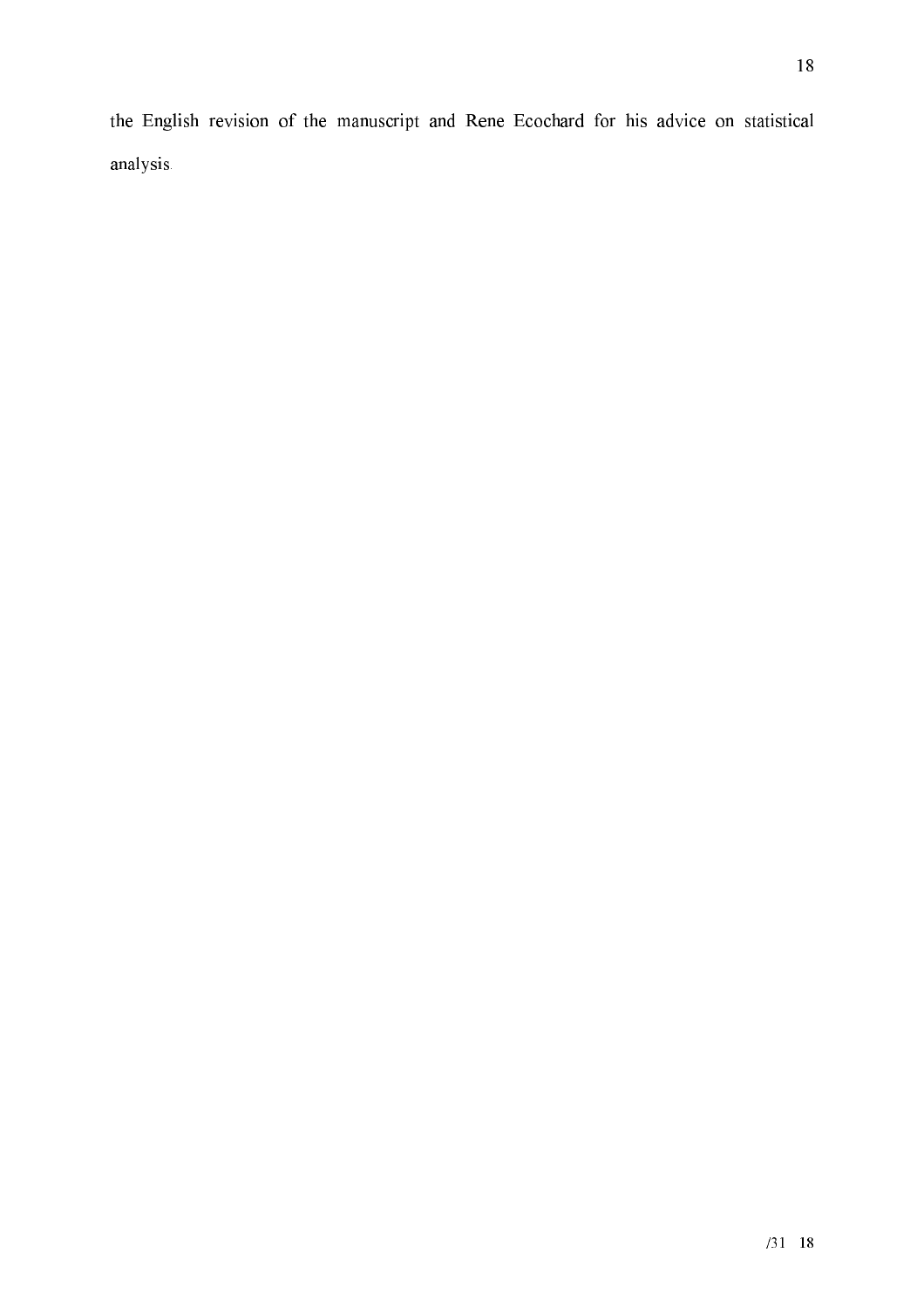the English revision of the manuscript and Rene Ecochard for his advice on statistical analysis.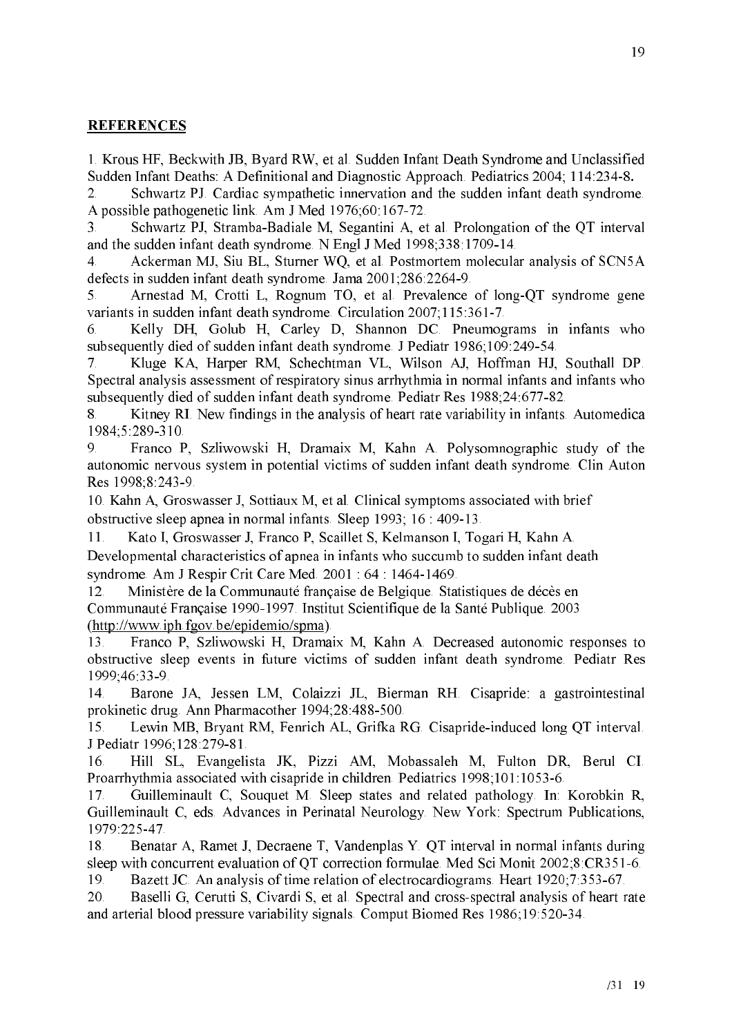## REFERENCES

1. Krous HF, Beckwith JB, Byard RW, et al. Sudden Infant Death Syndrome and Unclassified Sudden Infant Deaths: A Definitional and Diagnostic Approach. Pediatrics 2004; 114:234-8.
2. Schwartz PJ. Cardiac sympathetic innervation and the sudden infant death syndrome. A possible pathogenetic link. Am J Med 1976;60:167-72.
3. Schwartz PJ, Stramba-Badiale M, Segantini A, et al. Prolongation of the QT interval and the sudden infant death syndrome. N Engl J Med 1998;338:1709-14.
4. Ackerman MJ, Siu BL, Sturner WQ, et al. Postmortem molecular analysis of SCN5A defects in sudden infant death syndrome. Jama 2001;286:2264-9.
5. Arnestad M, Crotti L, Rognum TO, et al. Prevalence of long-QT syndrome gene variants in sudden infant death syndrome. Circulation 2007;115:361-7.
6. Kelly DH, Golub H, Carley D, Shannon DC. Pneumograms in infants who subsequently died of sudden infant death syndrome. J Pediatr 1986;109:249-54.
7. Kluge KA, Harper RM, Schechtman VL, Wilson AJ, Hoffman HJ, Southall DP. Spectral analysis assessment of respiratory sinus arrhythmia in normal infants and infants who subsequently died of sudden infant death syndrome. Pediatr Res 1988;24:677-82.
8. Kitney RI. New findings in the analysis of heart rate variability in infants. Automedica 1984;5:289-310.
9. Franco P, Szliwowski H, Dramaix M, Kahn A. Polysomnographic study of the autonomic nervous system in potential victims of sudden infant death syndrome. Clin Auton Res 1998;8:243-9.
10. Kahn A, Groswasser J, Sottiaux M, et al. Clinical symptoms associated with brief obstructive sleep apnea in normal infants. Sleep 1993; 16 : 409-13.
11. Kato I, Groswasser J, Franco P, Scaillet S, Kelmanson I, Togari H, Kahn A. Developmental characteristics of apnea in infants who succumb to sudden infant death syndrome. Am J Respir Crit Care Med. 2001 : 64 : 1464-1469.
12. Ministère de la Communauté française de Belgique. Statistiques de décès en Communauté Française 1990-1997. Institut Scientifique de la Santé Publique. 2003 (http://www.iph.fgov.be/epidemio/spma).
13. Franco P, Szliwowski H, Dramaix M, Kahn A. Decreased autonomic responses to obstructive sleep events in future victims of sudden infant death syndrome. Pediatr Res 1999;46:33-9.
14. Barone JA, Jessen LM, Colaizzi JL, Bierman RH. Cisapride: a gastrointestinal prokinetic drug. Ann Pharmacother 1994;28:488-500.
15. Lewin MB, Bryant RM, Fenrich AL, Grifka RG. Cisapride-induced long QT interval. J Pediatr 1996;128:279-81.
16. Hill SL, Evangelista JK, Pizzi AM, Mobassaleh M, Fulton DR, Berul CI. Proarrhythmia associated with cisapride in children. Pediatrics 1998;101:1053-6.
17. Guilleminault C, Souquet M. Sleep states and related pathology. In: Korobkin R, Guilleminault C, eds. Advances in Perinatal Neurology. New York: Spectrum Publications, 1979:225-47.
18. Benatar A, Ramet J, Decraene T, Vandenplas Y. QT interval in normal infants during sleep with concurrent evaluation of QT correction formulae. Med Sci Monit 2002;8:CR351-6.
19. Bazett JC. An analysis of time relation of electrocardiograms. Heart 1920;7:353-67.
20. Baselli G, Cerutti S, Civardi S, et al. Spectral and cross-spectral analysis of heart rate and arterial blood pressure variability signals. Comput Biomed Res 1986;19:520-34.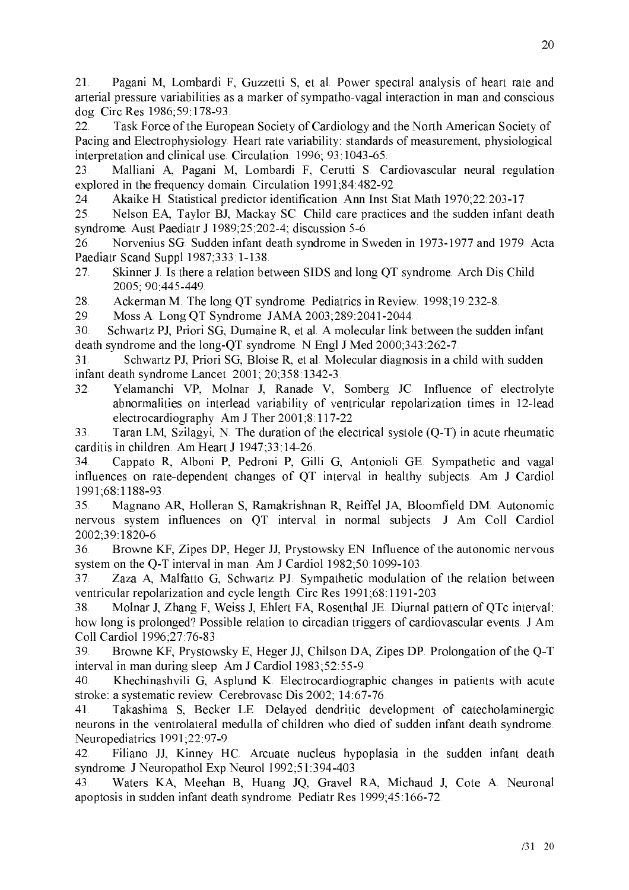21. Pagani M, Lombardi F, Guzzetti S, et al. Power spectral analysis of heart rate and arterial pressure variabilities as a marker of sympatho-vagal interaction in man and conscious dog. Circ Res 1986;59:178-93.

22. Task Force of the European Society of Cardiology and the North American Society of Pacing and Electrophysiology. Heart rate variability: standards of measurement, physiological interpretation and clinical use. Circulation. 1996; 93:1043-65.

23. Malliani A, Pagani M, Lombardi F, Cerutti S. Cardiovascular neural regulation explored in the frequency domain. Circulation 1991;84:482-92.

24. Akaike H. Statistical predictor identification. Ann Inst Stat Math 1970;22:203-17.

25. Nelson EA, Taylor BJ, Mackay SC. Child care practices and the sudden infant death syndrome. Aust Paediatr J 1989;25:202-4; discussion 5-6.

26. Norvenius SG. Sudden infant death syndrome in Sweden in 1973-1977 and 1979. Acta Paediatr Scand Suppl 1987;333:1-138.

27. Skinner J. Is there a relation between SIDS and long QT syndrome. Arch Dis Child 2005; 90:445-449.

28. Ackerman M. The long QT syndrome. Pediatrics in Review. 1998;19:232-8.

29. Moss A. Long QT Syndrome. JAMA 2003;289:2041-2044..

30. Schwartz PJ, Priori SG, Dumaine R, et al. A molecular link between the sudden infant death syndrome and the long-QT syndrome. N Engl J Med 2000;343:262-7.

31. Schwartz PJ, Priori SG, Bloise R, et al. Molecular diagnosis in a child with sudden infant death syndrome.Lancet. 2001; 20;358:1342-3.

32. Yelamanchi VP, Molnar J, Ranade V, Somberg JC. Influence of electrolyte abnormalities on interlead variability of ventricular repolarization times in 12-lead electrocardiography. Am J Ther 2001;8:117-22.

33. Taran LM, Szilagyi, N. The duration of the electrical systole (Q-T) in acute rheumatic carditis in children. Am Heart J 1947;33:14-26.

34. Cappato R, Alboni P, Pedroni P, Gilli G, Antonioli GE. Sympathetic and vagal influences on rate-dependent changes of QT interval in healthy subjects. Am J Cardiol 1991;68:1188-93.

35. Magnano AR, Holleran S, Ramakrishnan R, Reiffel JA, Bloomfield DM. Autonomic nervous system influences on QT interval in normal subjects. J Am Coll Cardiol 2002;39:1820-6.

36. Browne KF, Zipes DP, Heger JJ, Prystowsky EN. Influence of the autonomic nervous system on the Q-T interval in man. Am J Cardiol 1982;50:1099-103.

37. Zaza A, Malfatto G, Schwartz PJ. Sympathetic modulation of the relation between ventricular repolarization and cycle length. Circ Res 1991;68:1191-203.

38. Molnar J, Zhang F, Weiss J, Ehlert FA, Rosenthal JE. Diurnal pattern of QTc interval: how long is prolonged? Possible relation to circadian triggers of cardiovascular events. J Am Coll Cardiol 1996;27:76-83.

39. Browne KF, Prystowsky E, Heger JJ, Chilson DA, Zipes DP. Prolongation of the Q-T interval in man during sleep. Am J Cardiol 1983;52:55-9.

40. Khechinashvili G, Asplund K. Electrocardiographic changes in patients with acute stroke: a systematic review. Cerebrovasc Dis 2002; 14:67-76.

41. Takashima S, Becker LE. Delayed dendritic development of catecholaminergic neurons in the ventrolateral medulla of children who died of sudden infant death syndrome. Neuropediatrics 1991;22:97-9.

42. Filiano JJ, Kinney HC. Arcuate nucleus hypoplasia in the sudden infant death syndrome. J Neuropathol Exp Neurol 1992;51:394-403.

43. Waters KA, Meehan B, Huang JQ, Gravel RA, Michaud J, Cote A. Neuronal apoptosis in sudden infant death syndrome. Pediatr Res 1999;45:166-72.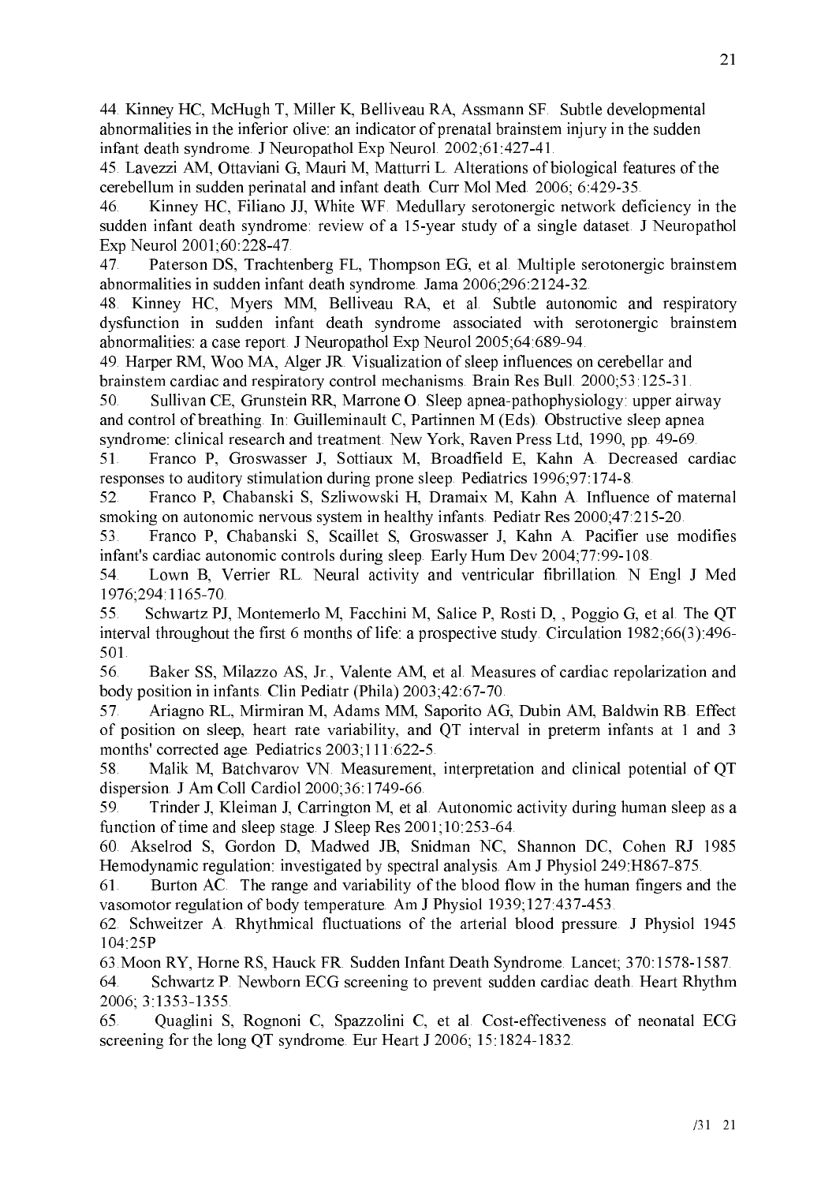44. Kinney HC, McHugh T, Miller K, Belliveau RA, Assmann SF. Subtle developmental abnormalities in the inferior olive: an indicator of prenatal brainstem injury in the sudden infant death syndrome. J Neuropathol Exp Neurol. 2002;61:427-41.

45. Lavezzi AM, Ottaviani G, Mauri M, Matturri L. Alterations of biological features of the cerebellum in sudden perinatal and infant death. Curr Mol Med. 2006; 6:429-35.

46. Kinney HC, Filiano JJ, White WF. Medullary serotonergic network deficiency in the sudden infant death syndrome: review of a 15-year study of a single dataset. J Neuropathol Exp Neurol 2001;60:228-47.

47. Paterson DS, Trachtenberg FL, Thompson EG, et al. Multiple serotonergic brainstem abnormalities in sudden infant death syndrome. Jama 2006;296:2124-32.

48. Kinney HC, Myers MM, Belliveau RA, et al. Subtle autonomic and respiratory dysfunction in sudden infant death syndrome associated with serotonergic brainstem abnormalities: a case report. J Neuropathol Exp Neurol 2005;64:689-94.

49. Harper RM, Woo MA, Alger JR. Visualization of sleep influences on cerebellar and brainstem cardiac and respiratory control mechanisms. Brain Res Bull. 2000;53:125-31.

50. Sullivan CE, Grunstein RR, Marrone O. Sleep apnea-pathophysiology: upper airway and control of breathing. In: Guilleminault C, Partinnen M (Eds). Obstructive sleep apnea syndrome: clinical research and treatment. New York, Raven Press Ltd, 1990, pp. 49-69.

51. Franco P, Groswasser J, Sottiaux M, Broadfield E, Kahn A. Decreased cardiac responses to auditory stimulation during prone sleep. Pediatrics 1996;97:174-8.

52. Franco P, Chabanski S, Szliwowski H, Dramaix M, Kahn A. Influence of maternal smoking on autonomic nervous system in healthy infants. Pediatr Res 2000;47:215-20.

53. Franco P, Chabanski S, Scaillet S, Groswasser J, Kahn A. Pacifier use modifies infant's cardiac autonomic controls during sleep. Early Hum Dev 2004;77:99-108.

54. Lown B, Verrier RL. Neural activity and ventricular fibrillation. N Engl J Med 1976;294:1165-70.

55. Schwartz PJ, Montemerlo M, Facchini M, Salice P, Rosti D, , Poggio G, et al. The QT interval throughout the first 6 months of life: a prospective study. Circulation 1982;66(3):496-501.

56. Baker SS, Milazzo AS, Jr., Valente AM, et al. Measures of cardiac repolarization and body position in infants. Clin Pediatr (Phila) 2003;42:67-70.

57. Ariagno RL, Mirmiran M, Adams MM, Saporito AG, Dubin AM, Baldwin RB. Effect of position on sleep, heart rate variability, and QT interval in preterm infants at 1 and 3 months' corrected age. Pediatrics 2003;111:622-5.

58. Malik M, Batchvarov VN. Measurement, interpretation and clinical potential of QT dispersion. J Am Coll Cardiol 2000;36:1749-66.

59. Trinder J, Kleiman J, Carrington M, et al. Autonomic activity during human sleep as a function of time and sleep stage. J Sleep Res 2001;10:253-64.

60. Akselrod S, Gordon D, Madwed JB, Snidman NC, Shannon DC, Cohen RJ 1985 Hemodynamic regulation: investigated by spectral analysis. Am J Physiol 249:H867-875.

61. Burton AC. The range and variability of the blood flow in the human fingers and the vasomotor regulation of body temperature. Am J Physiol 1939;127:437-453.

62. Schweitzer A. Rhythmical fluctuations of the arterial blood pressure. J Physiol 1945 104:25P

63. Moon RY, Horne RS, Hauck FR. Sudden Infant Death Syndrome. Lancet; 370:1578-1587.

64. Schwartz P. Newborn ECG screening to prevent sudden cardiac death. Heart Rhythm 2006; 3:1353-1355.

65. Quaglini S, Rognoni C, Spazzolini C, et al. Cost-effectiveness of neonatal ECG screening for the long QT syndrome. Eur Heart J 2006; 15:1824-1832.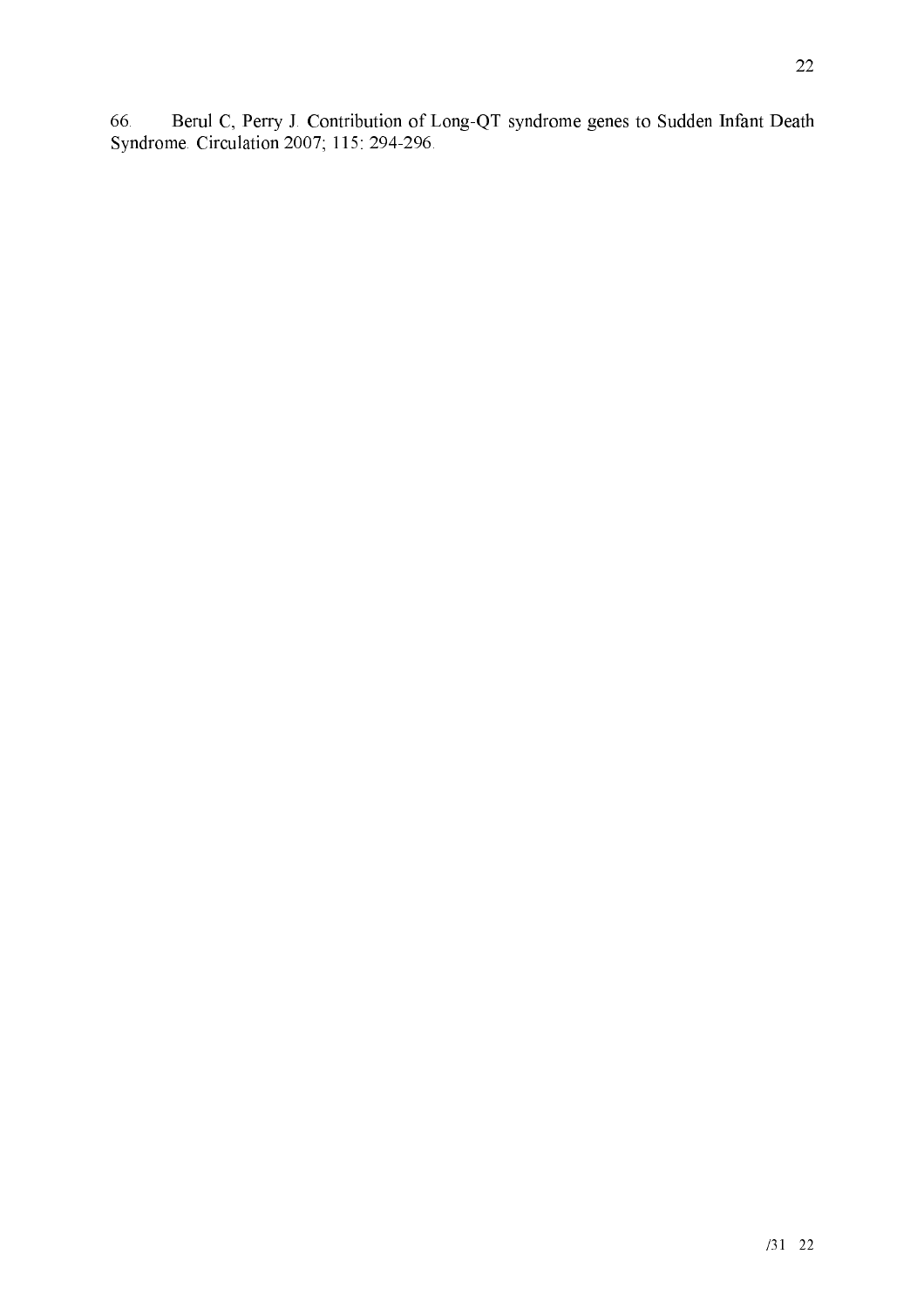66. Berul C, Perry J. Contribution of Long-QT syndrome genes to Sudden Infant Death Syndrome. Circulation 2007; 115: 294-296.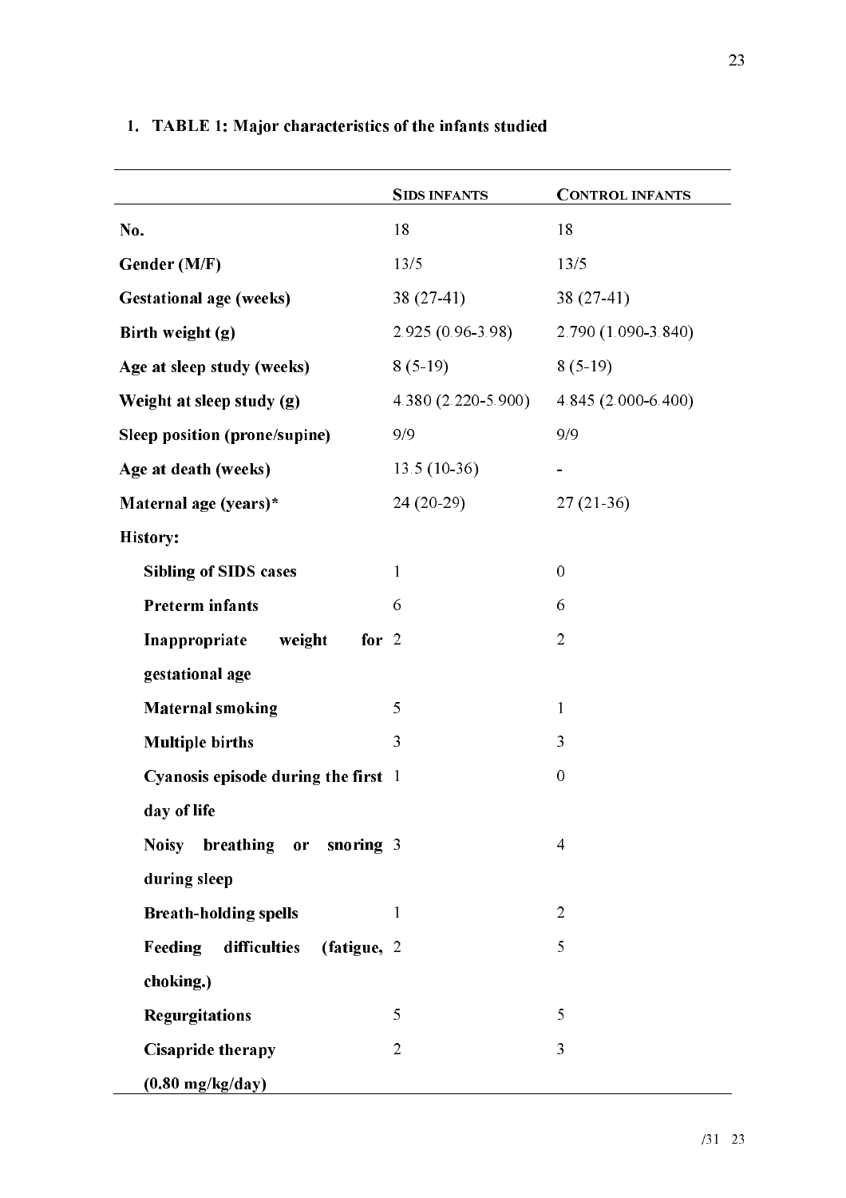1. **TABLE 1: Major characteristics of the infants studied**

| | SIDS INFANTS | CONTROL INFANTS |
|---|---|---|
| **No.** | 18 | 18 |
| **Gender (M/F)** | 13/5 | 13/5 |
| **Gestational age (weeks)** | 38 (27-41) | 38 (27-41) |
| **Birth weight (g)** | 2.925 (0.96-3.98) | 2.790 (1.090-3.840) |
| **Age at sleep study (weeks)** | 8 (5-19) | 8 (5-19) |
| **Weight at sleep study (g)** | 4.380 (2.220-5.900) | 4.845 (2.000-6.400) |
| **Sleep position (prone/supine)** | 9/9 | 9/9 |
| **Age at death (weeks)** | 13.5 (10-36) | - |
| **Maternal age (years)*** | 24 (20-29) | 27 (21-36) |
| **History:** | | |
| **Sibling of SIDS cases** | 1 | 0 |
| **Preterm infants** | 6 | 6 |
| **Inappropriate weight for gestational age** | 2 | 2 |
| **Maternal smoking** | 5 | 1 |
| **Multiple births** | 3 | 3 |
| **Cyanosis episode during the first day of life** | 1 | 0 |
| **Noisy breathing or snoring during sleep** | 3 | 4 |
| **Breath-holding spells** | 1 | 2 |
| **Feeding difficulties (fatigue, choking.)** | 2 | 5 |
| **Regurgitations** | 5 | 5 |
| **Cisapride therapy (0.80 mg/kg/day)** | 2 | 3 |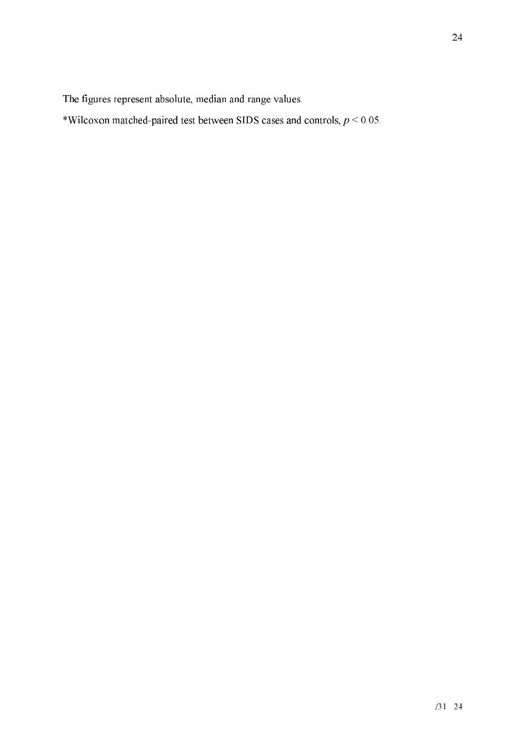The figures represent absolute, median and range values.

*Wilcoxon matched-paired test between SIDS cases and controls, $p < 0.05$.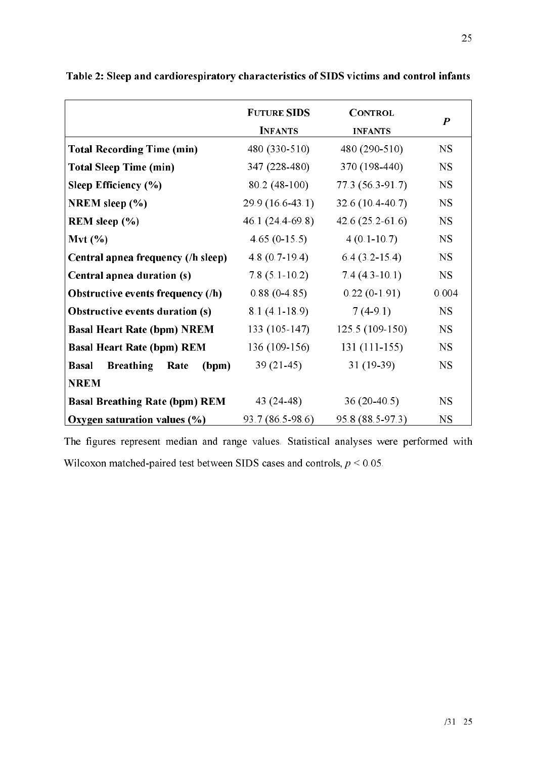**Table 2: Sleep and cardiorespiratory characteristics of SIDS victims and control infants**

| | FUTURE SIDS INFANTS | CONTROL INFANTS | *P* |
|---|---|---|---|
| **Total Recording Time (min)** | 480 (330-510) | 480 (290-510) | NS |
| **Total Sleep Time (min)** | 347 (228-480) | 370 (198-440) | NS |
| **Sleep Efficiency (%)** | 80.2 (48-100) | 77.3 (56.3-91.7) | NS |
| **NREM sleep (%)** | 29.9 (16.6-43.1) | 32.6 (10.4-40.7) | NS |
| **REM sleep (%)** | 46.1 (24.4-69.8) | 42.6 (25.2-61.6) | NS |
| **Mvt (%)** | 4.65 (0-15.5) | 4 (0.1-10.7) | NS |
| **Central apnea frequency (/h sleep)** | 4.8 (0.7-19.4) | 6.4 (3.2-15.4) | NS |
| **Central apnea duration (s)** | 7.8 (5.1-10.2) | 7.4 (4.3-10.1) | NS |
| **Obstructive events frequency (/h)** | 0.88 (0-4.85) | 0.22 (0-1.91) | 0.004 |
| **Obstructive events duration (s)** | 8.1 (4.1-18.9) | 7 (4-9.1) | NS |
| **Basal Heart Rate (bpm) NREM** | 133 (105-147) | 125.5 (109-150) | NS |
| **Basal Heart Rate (bpm) REM** | 136 (109-156) | 131 (111-155) | NS |
| **Basal Breathing Rate (bpm) NREM** | 39 (21-45) | 31 (19-39) | NS |
| **Basal Breathing Rate (bpm) REM** | 43 (24-48) | 36 (20-40.5) | NS |
| **Oxygen saturation values (%)** | 93.7 (86.5-98.6) | 95.8 (88.5-97.3) | NS |

The figures represent median and range values. Statistical analyses were performed with Wilcoxon matched-paired test between SIDS cases and controls, $p < 0.05$.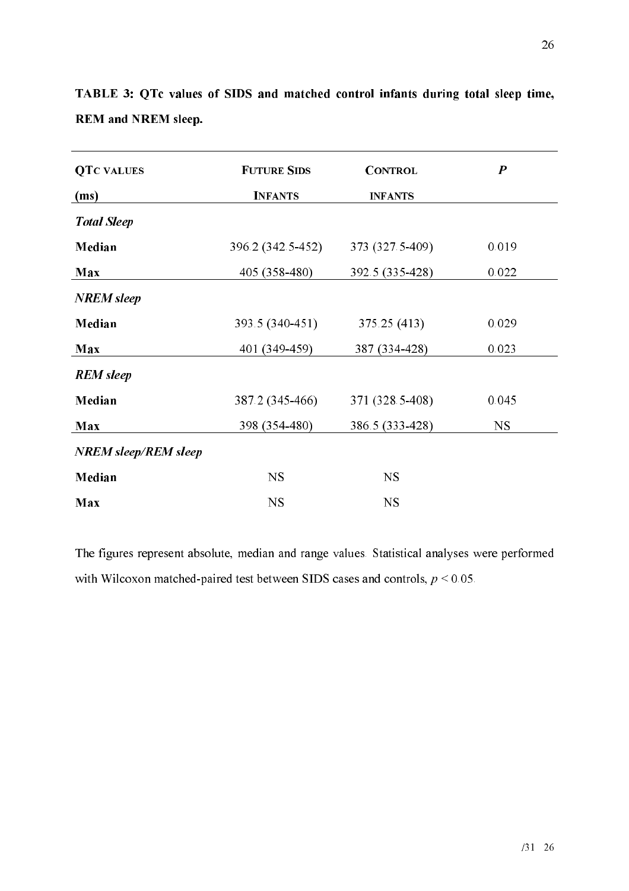**TABLE 3: QTc values of SIDS and matched control infants during total sleep time, REM and NREM sleep.**

| QTc VALUES (ms) | FUTURE SIDS INFANTS | CONTROL INFANTS | *P* |
|---|---|---|---|
| ***Total Sleep*** | | | |
| **Median** | 396.2 (342.5-452) | 373 (327.5-409) | 0.019 |
| **Max** | 405 (358-480) | 392.5 (335-428) | 0.022 |
| ***NREM sleep*** | | | |
| **Median** | 393.5 (340-451) | 375.25 (413) | 0.029 |
| **Max** | 401 (349-459) | 387 (334-428) | 0.023 |
| ***REM sleep*** | | | |
| **Median** | 387.2 (345-466) | 371 (328.5-408) | 0.045 |
| **Max** | 398 (354-480) | 386.5 (333-428) | NS |
| ***NREM sleep/REM sleep*** | | | |
| **Median** | NS | NS | |
| **Max** | NS | NS | |

The figures represent absolute, median and range values. Statistical analyses were performed with Wilcoxon matched-paired test between SIDS cases and controls, $p < 0.05$.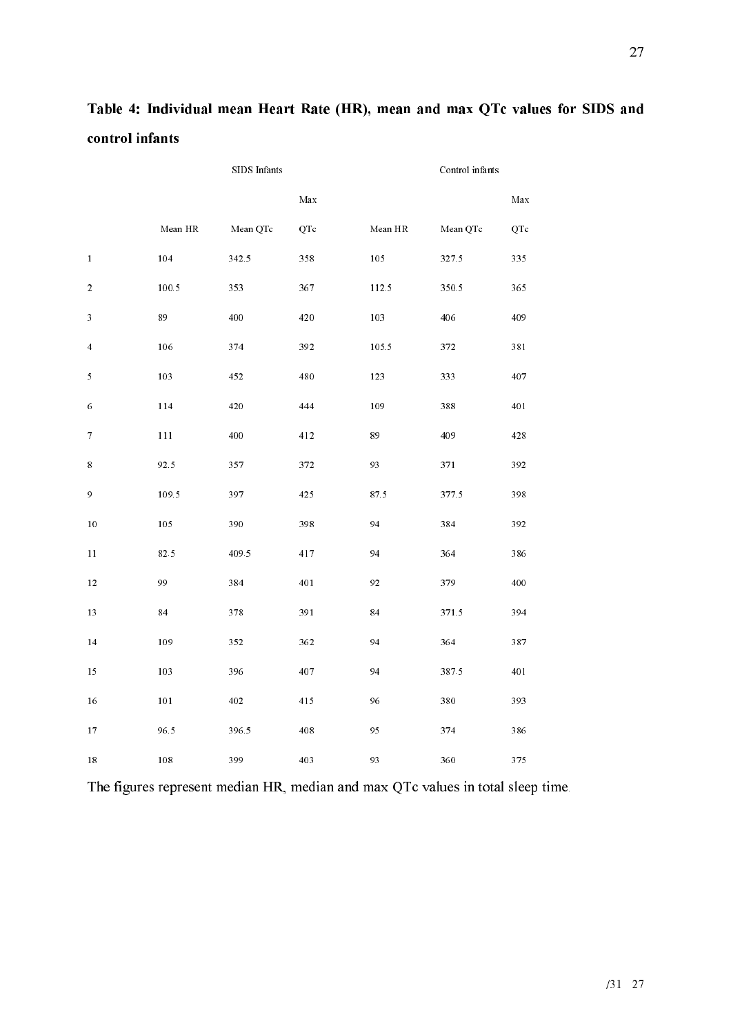**Table 4: Individual mean Heart Rate (HR), mean and max QTc values for SIDS and control infants**

| | SIDS Infants | | | Control infants | | |
|---|---|---|---|---|---|---|
| | Mean HR | Mean QTc | Max QTc | Mean HR | Mean QTc | Max QTc |
| 1 | 104 | 342.5 | 358 | 105 | 327.5 | 335 |
| 2 | 100.5 | 353 | 367 | 112.5 | 350.5 | 365 |
| 3 | 89 | 400 | 420 | 103 | 406 | 409 |
| 4 | 106 | 374 | 392 | 105.5 | 372 | 381 |
| 5 | 103 | 452 | 480 | 123 | 333 | 407 |
| 6 | 114 | 420 | 444 | 109 | 388 | 401 |
| 7 | 111 | 400 | 412 | 89 | 409 | 428 |
| 8 | 92.5 | 357 | 372 | 93 | 371 | 392 |
| 9 | 109.5 | 397 | 425 | 87.5 | 377.5 | 398 |
| 10 | 105 | 390 | 398 | 94 | 384 | 392 |
| 11 | 82.5 | 409.5 | 417 | 94 | 364 | 386 |
| 12 | 99 | 384 | 401 | 92 | 379 | 400 |
| 13 | 84 | 378 | 391 | 84 | 371.5 | 394 |
| 14 | 109 | 352 | 362 | 94 | 364 | 387 |
| 15 | 103 | 396 | 407 | 94 | 387.5 | 401 |
| 16 | 101 | 402 | 415 | 96 | 380 | 393 |
| 17 | 96.5 | 396.5 | 408 | 95 | 374 | 386 |
| 18 | 108 | 399 | 403 | 93 | 360 | 375 |

The figures represent median HR, median and max QTc values in total sleep time.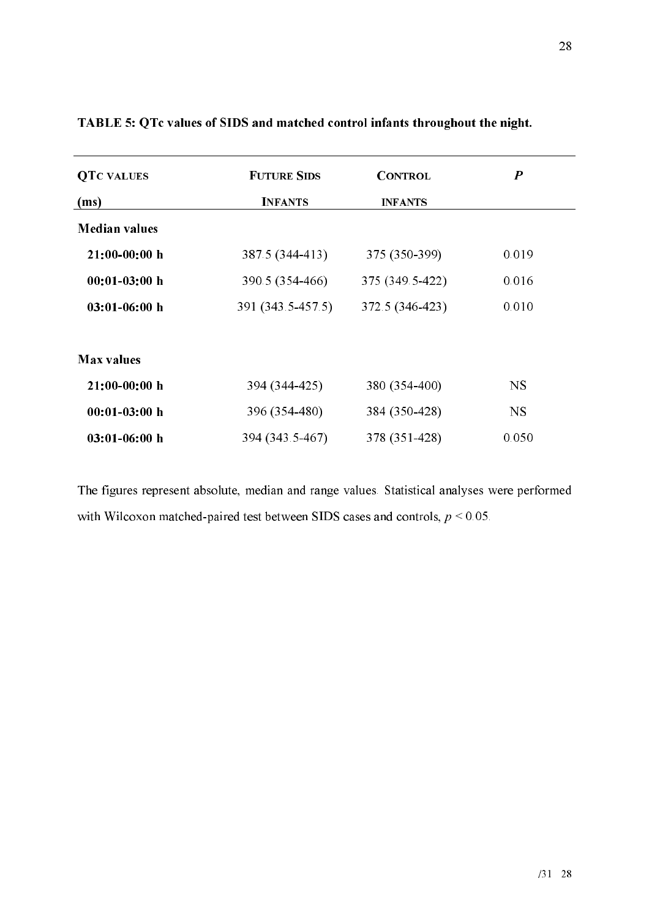**TABLE 5: QTc values of SIDS and matched control infants throughout the night.**

| QTc values (ms) | Future SIDS Infants | Control Infants | *P* |
|---|---|---|---|
| **Median values** | | | |
| **21:00-00:00 h** | 387.5 (344-413) | 375 (350-399) | 0.019 |
| **00:01-03:00 h** | 390.5 (354-466) | 375 (349.5-422) | 0.016 |
| **03:01-06:00 h** | 391 (343.5-457.5) | 372.5 (346-423) | 0.010 |
| **Max values** | | | |
| **21:00-00:00 h** | 394 (344-425) | 380 (354-400) | NS |
| **00:01-03:00 h** | 396 (354-480) | 384 (350-428) | NS |
| **03:01-06:00 h** | 394 (343.5-467) | 378 (351-428) | 0.050 |

The figures represent absolute, median and range values. Statistical analyses were performed with Wilcoxon matched-paired test between SIDS cases and controls, $p < 0.05$.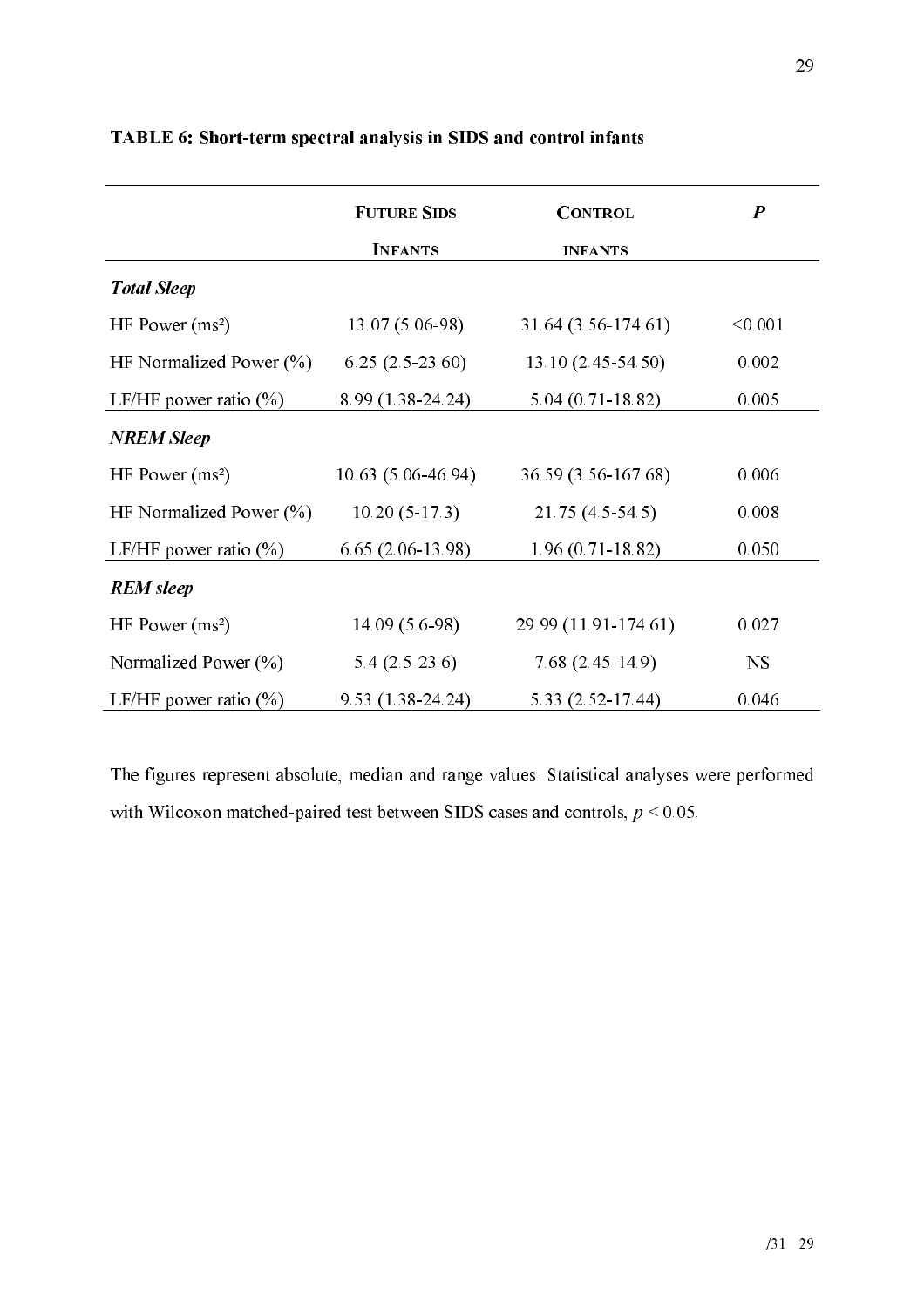**TABLE 6: Short-term spectral analysis in SIDS and control infants**

| | Future SIDS Infants | Control infants | *P* |
|---|---|---|---|
| ***Total Sleep*** | | | |
| HF Power (ms²) | 13.07 (5.06-98) | 31.64 (3.56-174.61) | <0.001 |
| HF Normalized Power (%) | 6.25 (2.5-23.60) | 13.10 (2.45-54.50) | 0.002 |
| LF/HF power ratio (%) | 8.99 (1.38-24.24) | 5.04 (0.71-18.82) | 0.005 |
| ***NREM Sleep*** | | | |
| HF Power (ms²) | 10.63 (5.06-46.94) | 36.59 (3.56-167.68) | 0.006 |
| HF Normalized Power (%) | 10.20 (5-17.3) | 21.75 (4.5-54.5) | 0.008 |
| LF/HF power ratio (%) | 6.65 (2.06-13.98) | 1.96 (0.71-18.82) | 0.050 |
| ***REM sleep*** | | | |
| HF Power (ms²) | 14.09 (5.6-98) | 29.99 (11.91-174.61) | 0.027 |
| Normalized Power (%) | 5.4 (2.5-23.6) | 7.68 (2.45-14.9) | NS |
| LF/HF power ratio (%) | 9.53 (1.38-24.24) | 5.33 (2.52-17.44) | 0.046 |

The figures represent absolute, median and range values. Statistical analyses were performed with Wilcoxon matched-paired test between SIDS cases and controls, $p < 0.05$.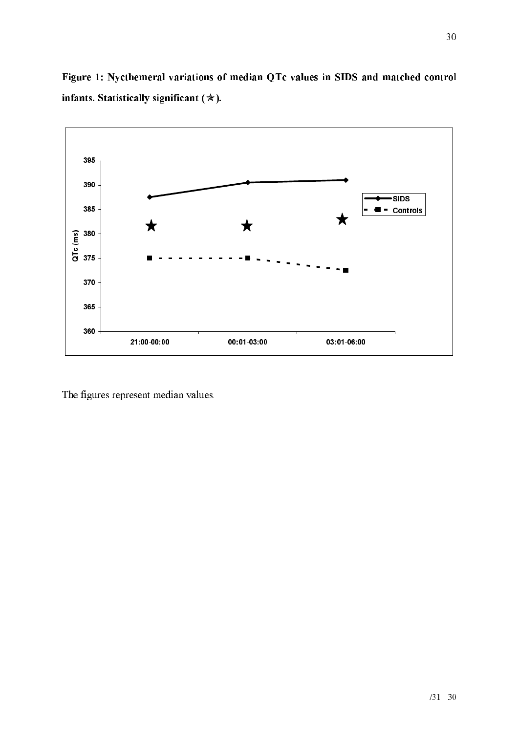**Figure 1: Nycthemeral variations of median QTc values in SIDS and matched control infants. Statistically significant (★).**

The figures represent median values.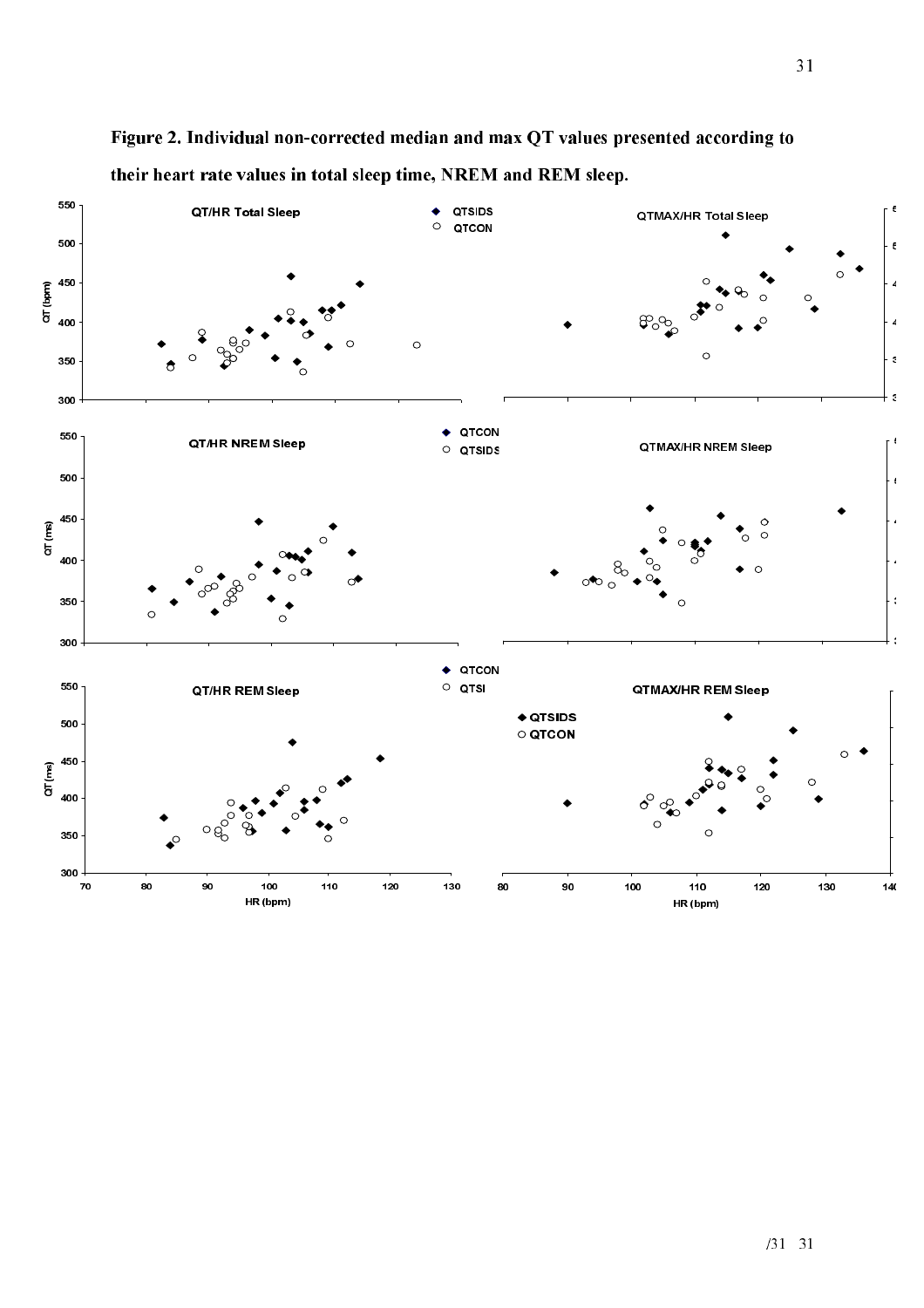**Figure 2. Individual non-corrected median and max QT values presented according to their heart rate values in total sleep time, NREM and REM sleep.**

QT/HR Total Sleep

QTSIDS

QTCON

QT (bpm)

550
500
450
400
350
300

QTMAX/HR Total Sleep

QT/HR NREM Sleep

QTCON

QTSIDS

QT (ms)

550
500
450
400
350
300

QTMAX/HR NREM Sleep

QT/HR REM Sleep

QTCON

QTSI

QT (ms)

550
500
450
400
350
300

70 80 90 100 110 120 130

HR (bpm)

QTMAX/HR REM Sleep

QTSIDS

QTCON

80 90 100 110 120 130 140

HR (bpm)